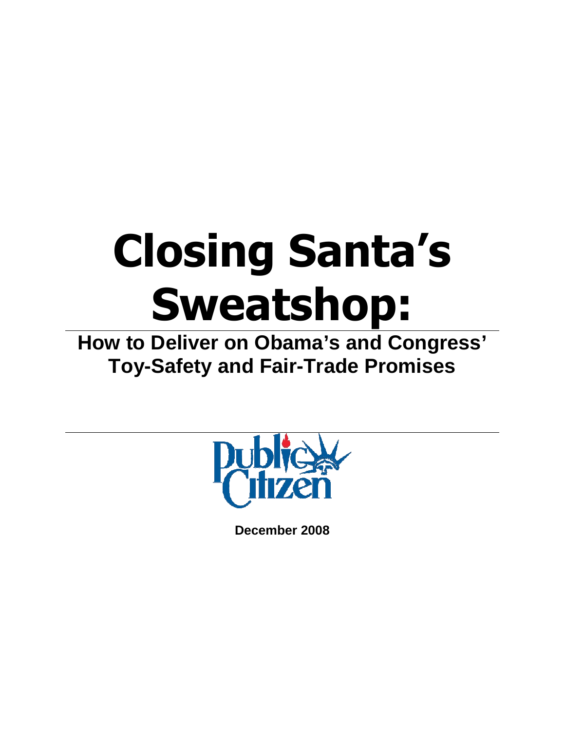# Closing Santa's Sweatshop:

## How to Deliver on Obama's and Congress' Toy-Safety and Fair-Trade Promises

Public Citizen

December 2008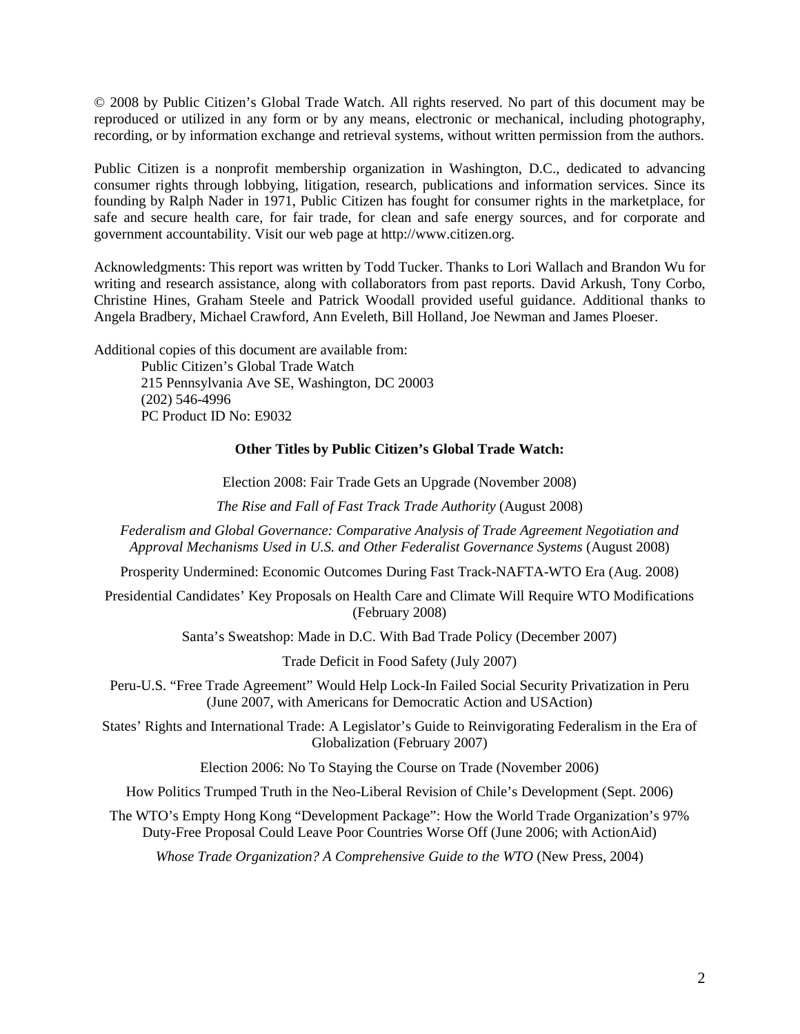© 2008 by Public Citizen's Global Trade Watch. All rights reserved. No part of this document may be reproduced or utilized in any form or by any means, electronic or mechanical, including photography, recording, or by information exchange and retrieval systems, without written permission from the authors.

Public Citizen is a nonprofit membership organization in Washington, D.C., dedicated to advancing consumer rights through lobbying, litigation, research, publications and information services. Since its founding by Ralph Nader in 1971, Public Citizen has fought for consumer rights in the marketplace, for safe and secure health care, for fair trade, for clean and safe energy sources, and for corporate and government accountability. Visit our web page at http://www.citizen.org.

Acknowledgments: This report was written by Todd Tucker. Thanks to Lori Wallach and Brandon Wu for writing and research assistance, along with collaborators from past reports. David Arkush, Tony Corbo, Christine Hines, Graham Steele and Patrick Woodall provided useful guidance. Additional thanks to Angela Bradbery, Michael Crawford, Ann Eveleth, Bill Holland, Joe Newman and James Ploeser.

Additional copies of this document are available from:

Public Citizen's Global Trade Watch
215 Pennsylvania Ave SE, Washington, DC 20003
(202) 546-4996
PC Product ID No: E9032

**Other Titles by Public Citizen's Global Trade Watch:**

Election 2008: Fair Trade Gets an Upgrade (November 2008)

*The Rise and Fall of Fast Track Trade Authority* (August 2008)

*Federalism and Global Governance: Comparative Analysis of Trade Agreement Negotiation and Approval Mechanisms Used in U.S. and Other Federalist Governance Systems* (August 2008)

Prosperity Undermined: Economic Outcomes During Fast Track-NAFTA-WTO Era (Aug. 2008)

Presidential Candidates' Key Proposals on Health Care and Climate Will Require WTO Modifications (February 2008)

Santa's Sweatshop: Made in D.C. With Bad Trade Policy (December 2007)

Trade Deficit in Food Safety (July 2007)

Peru-U.S. "Free Trade Agreement" Would Help Lock-In Failed Social Security Privatization in Peru (June 2007, with Americans for Democratic Action and USAction)

States' Rights and International Trade: A Legislator's Guide to Reinvigorating Federalism in the Era of Globalization (February 2007)

Election 2006: No To Staying the Course on Trade (November 2006)

How Politics Trumped Truth in the Neo-Liberal Revision of Chile's Development (Sept. 2006)

The WTO's Empty Hong Kong "Development Package": How the World Trade Organization's 97% Duty-Free Proposal Could Leave Poor Countries Worse Off (June 2006; with ActionAid)

*Whose Trade Organization? A Comprehensive Guide to the WTO* (New Press, 2004)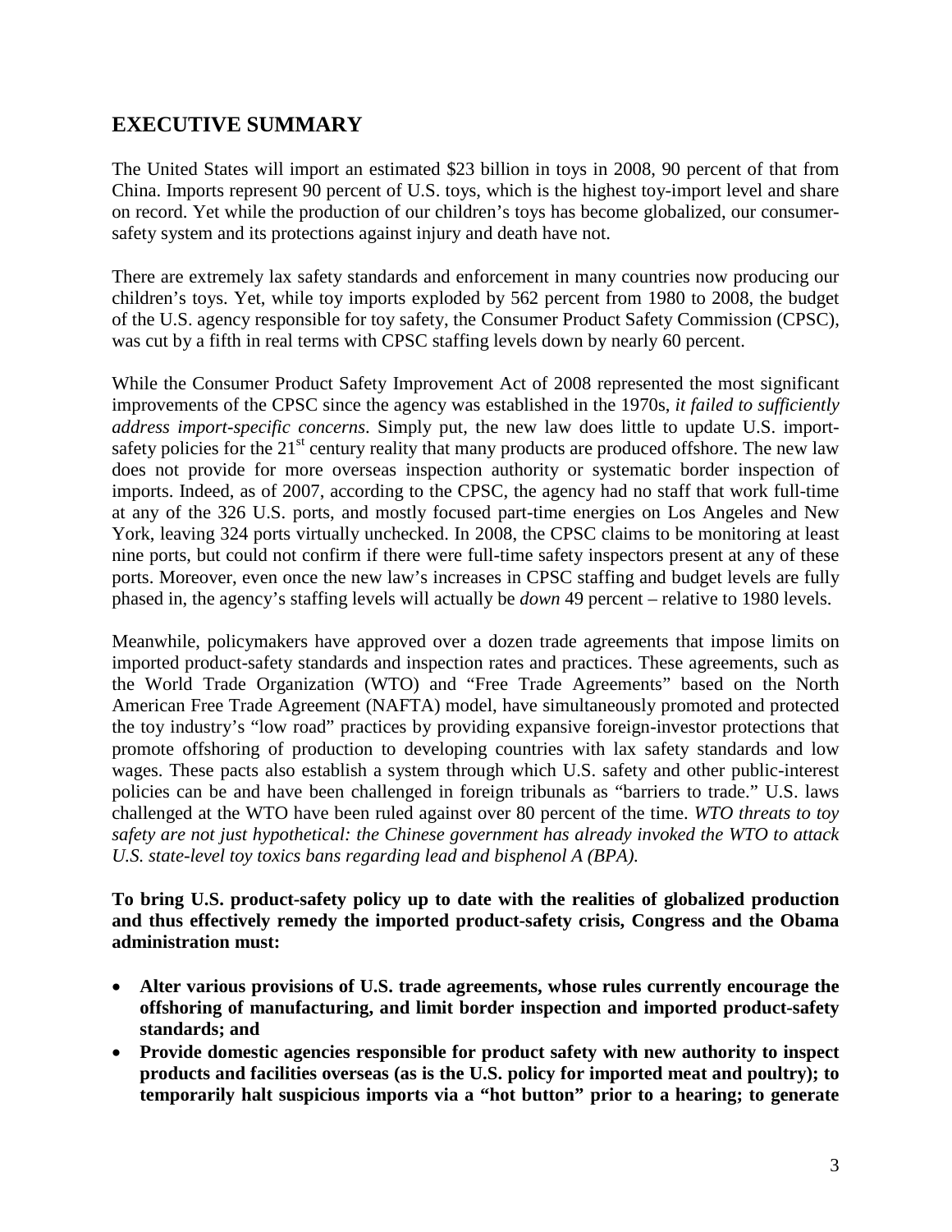## EXECUTIVE SUMMARY

The United States will import an estimated $23 billion in toys in 2008, 90 percent of that from China. Imports represent 90 percent of U.S. toys, which is the highest toy-import level and share on record. Yet while the production of our children's toys has become globalized, our consumer-safety system and its protections against injury and death have not.

There are extremely lax safety standards and enforcement in many countries now producing our children's toys. Yet, while toy imports exploded by 562 percent from 1980 to 2008, the budget of the U.S. agency responsible for toy safety, the Consumer Product Safety Commission (CPSC), was cut by a fifth in real terms with CPSC staffing levels down by nearly 60 percent.

While the Consumer Product Safety Improvement Act of 2008 represented the most significant improvements of the CPSC since the agency was established in the 1970s, *it failed to sufficiently address import-specific concerns*. Simply put, the new law does little to update U.S. import-safety policies for the 21st century reality that many products are produced offshore. The new law does not provide for more overseas inspection authority or systematic border inspection of imports. Indeed, as of 2007, according to the CPSC, the agency had no staff that work full-time at any of the 326 U.S. ports, and mostly focused part-time energies on Los Angeles and New York, leaving 324 ports virtually unchecked. In 2008, the CPSC claims to be monitoring at least nine ports, but could not confirm if there were full-time safety inspectors present at any of these ports. Moreover, even once the new law's increases in CPSC staffing and budget levels are fully phased in, the agency's staffing levels will actually be *down* 49 percent – relative to 1980 levels.

Meanwhile, policymakers have approved over a dozen trade agreements that impose limits on imported product-safety standards and inspection rates and practices. These agreements, such as the World Trade Organization (WTO) and "Free Trade Agreements" based on the North American Free Trade Agreement (NAFTA) model, have simultaneously promoted and protected the toy industry's "low road" practices by providing expansive foreign-investor protections that promote offshoring of production to developing countries with lax safety standards and low wages. These pacts also establish a system through which U.S. safety and other public-interest policies can be and have been challenged in foreign tribunals as "barriers to trade." U.S. laws challenged at the WTO have been ruled against over 80 percent of the time. *WTO threats to toy safety are not just hypothetical: the Chinese government has already invoked the WTO to attack U.S. state-level toy toxics bans regarding lead and bisphenol A (BPA).*

**To bring U.S. product-safety policy up to date with the realities of globalized production and thus effectively remedy the imported product-safety crisis, Congress and the Obama administration must:**

- **Alter various provisions of U.S. trade agreements, whose rules currently encourage the offshoring of manufacturing, and limit border inspection and imported product-safety standards; and**
- **Provide domestic agencies responsible for product safety with new authority to inspect products and facilities overseas (as is the U.S. policy for imported meat and poultry); to temporarily halt suspicious imports via a "hot button" prior to a hearing; to generate**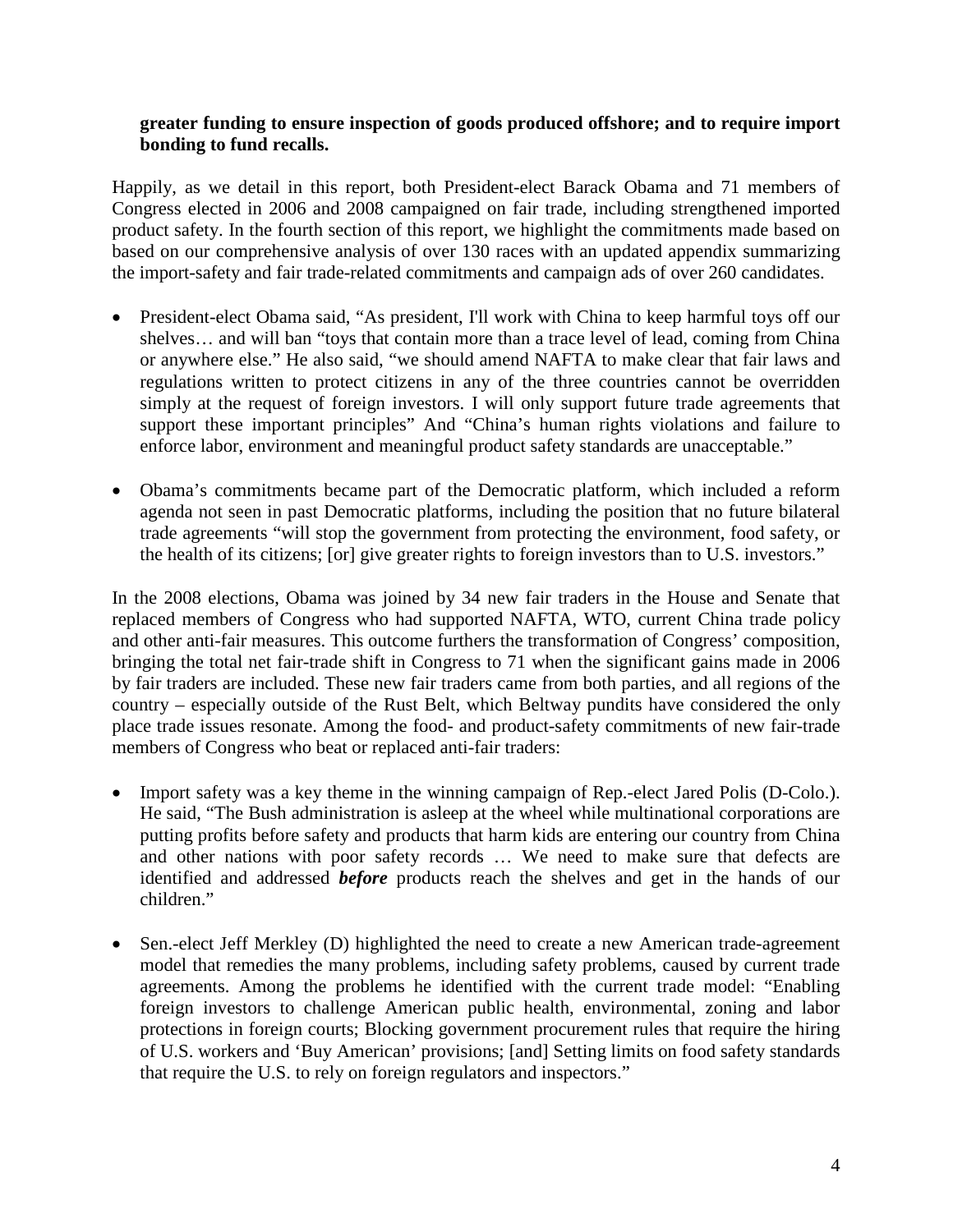**greater funding to ensure inspection of goods produced offshore; and to require import bonding to fund recalls.**

Happily, as we detail in this report, both President-elect Barack Obama and 71 members of Congress elected in 2006 and 2008 campaigned on fair trade, including strengthened imported product safety. In the fourth section of this report, we highlight the commitments made based on based on our comprehensive analysis of over 130 races with an updated appendix summarizing the import-safety and fair trade-related commitments and campaign ads of over 260 candidates.

- President-elect Obama said, "As president, I'll work with China to keep harmful toys off our shelves… and will ban "toys that contain more than a trace level of lead, coming from China or anywhere else." He also said, "we should amend NAFTA to make clear that fair laws and regulations written to protect citizens in any of the three countries cannot be overridden simply at the request of foreign investors. I will only support future trade agreements that support these important principles" And "China's human rights violations and failure to enforce labor, environment and meaningful product safety standards are unacceptable."

- Obama's commitments became part of the Democratic platform, which included a reform agenda not seen in past Democratic platforms, including the position that no future bilateral trade agreements "will stop the government from protecting the environment, food safety, or the health of its citizens; [or] give greater rights to foreign investors than to U.S. investors."

In the 2008 elections, Obama was joined by 34 new fair traders in the House and Senate that replaced members of Congress who had supported NAFTA, WTO, current China trade policy and other anti-fair measures. This outcome furthers the transformation of Congress' composition, bringing the total net fair-trade shift in Congress to 71 when the significant gains made in 2006 by fair traders are included. These new fair traders came from both parties, and all regions of the country – especially outside of the Rust Belt, which Beltway pundits have considered the only place trade issues resonate. Among the food- and product-safety commitments of new fair-trade members of Congress who beat or replaced anti-fair traders:

- Import safety was a key theme in the winning campaign of Rep.-elect Jared Polis (D-Colo.). He said, "The Bush administration is asleep at the wheel while multinational corporations are putting profits before safety and products that harm kids are entering our country from China and other nations with poor safety records … We need to make sure that defects are identified and addressed ***before*** products reach the shelves and get in the hands of our children."

- Sen.-elect Jeff Merkley (D) highlighted the need to create a new American trade-agreement model that remedies the many problems, including safety problems, caused by current trade agreements. Among the problems he identified with the current trade model: "Enabling foreign investors to challenge American public health, environmental, zoning and labor protections in foreign courts; Blocking government procurement rules that require the hiring of U.S. workers and 'Buy American' provisions; [and] Setting limits on food safety standards that require the U.S. to rely on foreign regulators and inspectors."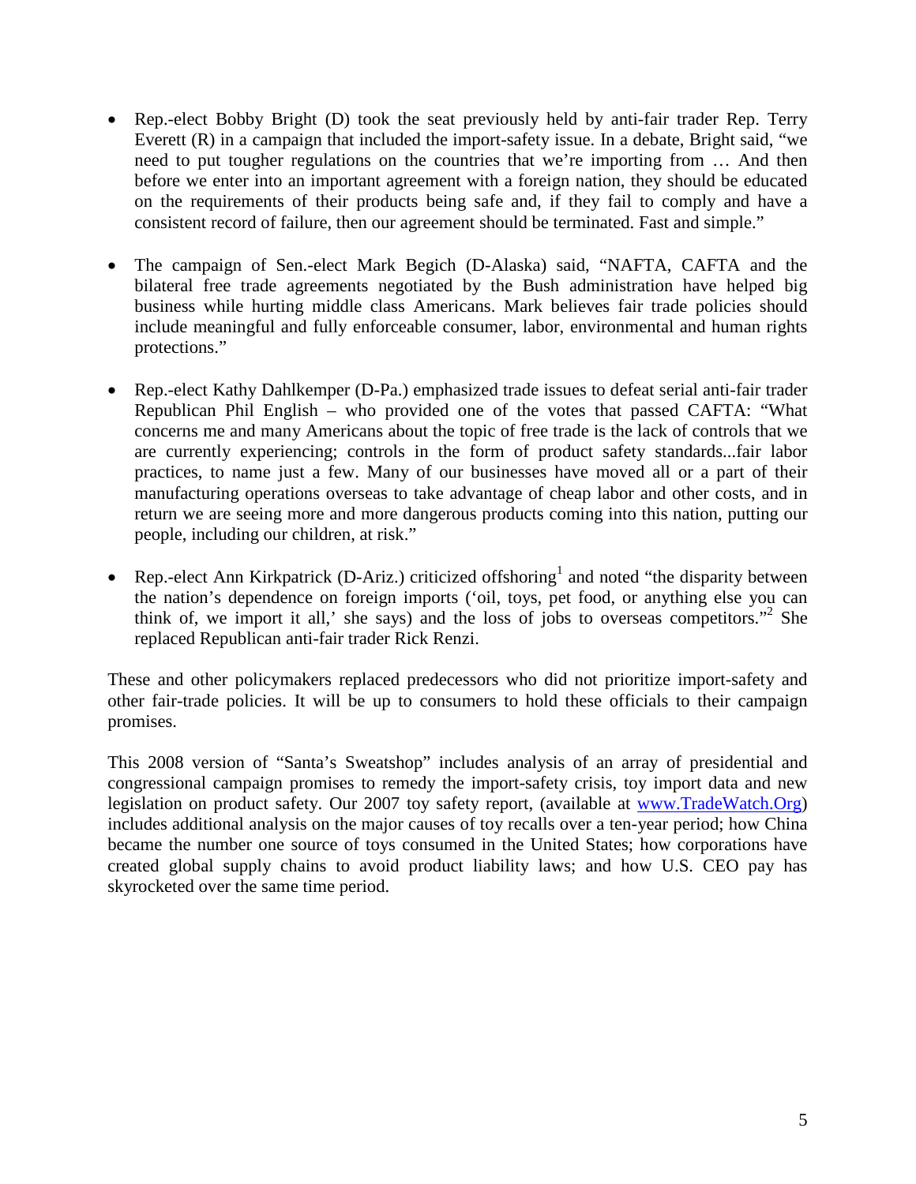- Rep.-elect Bobby Bright (D) took the seat previously held by anti-fair trader Rep. Terry Everett (R) in a campaign that included the import-safety issue. In a debate, Bright said, "we need to put tougher regulations on the countries that we're importing from … And then before we enter into an important agreement with a foreign nation, they should be educated on the requirements of their products being safe and, if they fail to comply and have a consistent record of failure, then our agreement should be terminated. Fast and simple."

- The campaign of Sen.-elect Mark Begich (D-Alaska) said, "NAFTA, CAFTA and the bilateral free trade agreements negotiated by the Bush administration have helped big business while hurting middle class Americans. Mark believes fair trade policies should include meaningful and fully enforceable consumer, labor, environmental and human rights protections."

- Rep.-elect Kathy Dahlkemper (D-Pa.) emphasized trade issues to defeat serial anti-fair trader Republican Phil English – who provided one of the votes that passed CAFTA: "What concerns me and many Americans about the topic of free trade is the lack of controls that we are currently experiencing; controls in the form of product safety standards...fair labor practices, to name just a few. Many of our businesses have moved all or a part of their manufacturing operations overseas to take advantage of cheap labor and other costs, and in return we are seeing more and more dangerous products coming into this nation, putting our people, including our children, at risk."

- Rep.-elect Ann Kirkpatrick (D-Ariz.) criticized offshoring[1] and noted "the disparity between the nation's dependence on foreign imports ('oil, toys, pet food, or anything else you can think of, we import it all,' she says) and the loss of jobs to overseas competitors."[2] She replaced Republican anti-fair trader Rick Renzi.

These and other policymakers replaced predecessors who did not prioritize import-safety and other fair-trade policies. It will be up to consumers to hold these officials to their campaign promises.

This 2008 version of "Santa's Sweatshop" includes analysis of an array of presidential and congressional campaign promises to remedy the import-safety crisis, toy import data and new legislation on product safety. Our 2007 toy safety report, (available at [www.TradeWatch.Org](http://www.TradeWatch.Org)) includes additional analysis on the major causes of toy recalls over a ten-year period; how China became the number one source of toys consumed in the United States; how corporations have created global supply chains to avoid product liability laws; and how U.S. CEO pay has skyrocketed over the same time period.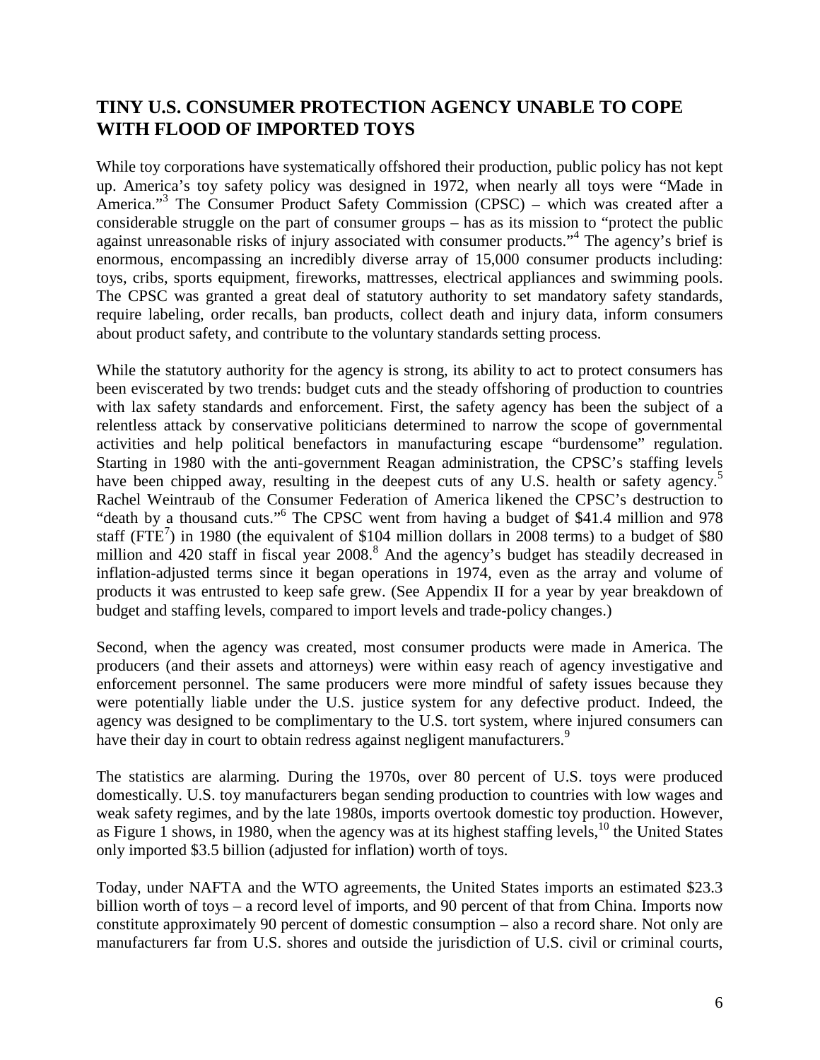## TINY U.S. CONSUMER PROTECTION AGENCY UNABLE TO COPE WITH FLOOD OF IMPORTED TOYS

While toy corporations have systematically offshored their production, public policy has not kept up. America's toy safety policy was designed in 1972, when nearly all toys were "Made in America."[3] The Consumer Product Safety Commission (CPSC) – which was created after a considerable struggle on the part of consumer groups – has as its mission to "protect the public against unreasonable risks of injury associated with consumer products."[4] The agency's brief is enormous, encompassing an incredibly diverse array of 15,000 consumer products including: toys, cribs, sports equipment, fireworks, mattresses, electrical appliances and swimming pools. The CPSC was granted a great deal of statutory authority to set mandatory safety standards, require labeling, order recalls, ban products, collect death and injury data, inform consumers about product safety, and contribute to the voluntary standards setting process.

While the statutory authority for the agency is strong, its ability to act to protect consumers has been eviscerated by two trends: budget cuts and the steady offshoring of production to countries with lax safety standards and enforcement. First, the safety agency has been the subject of a relentless attack by conservative politicians determined to narrow the scope of governmental activities and help political benefactors in manufacturing escape "burdensome" regulation. Starting in 1980 with the anti-government Reagan administration, the CPSC's staffing levels have been chipped away, resulting in the deepest cuts of any U.S. health or safety agency.[5] Rachel Weintraub of the Consumer Federation of America likened the CPSC's destruction to "death by a thousand cuts."[6] The CPSC went from having a budget of $41.4 million and 978 staff (FTE[7]) in 1980 (the equivalent of $104 million dollars in 2008 terms) to a budget of $80 million and 420 staff in fiscal year 2008.[8] And the agency's budget has steadily decreased in inflation-adjusted terms since it began operations in 1974, even as the array and volume of products it was entrusted to keep safe grew. (See Appendix II for a year by year breakdown of budget and staffing levels, compared to import levels and trade-policy changes.)

Second, when the agency was created, most consumer products were made in America. The producers (and their assets and attorneys) were within easy reach of agency investigative and enforcement personnel. The same producers were more mindful of safety issues because they were potentially liable under the U.S. justice system for any defective product. Indeed, the agency was designed to be complimentary to the U.S. tort system, where injured consumers can have their day in court to obtain redress against negligent manufacturers.[9]

The statistics are alarming. During the 1970s, over 80 percent of U.S. toys were produced domestically. U.S. toy manufacturers began sending production to countries with low wages and weak safety regimes, and by the late 1980s, imports overtook domestic toy production. However, as Figure 1 shows, in 1980, when the agency was at its highest staffing levels,[10] the United States only imported $3.5 billion (adjusted for inflation) worth of toys.

Today, under NAFTA and the WTO agreements, the United States imports an estimated $23.3 billion worth of toys – a record level of imports, and 90 percent of that from China. Imports now constitute approximately 90 percent of domestic consumption – also a record share. Not only are manufacturers far from U.S. shores and outside the jurisdiction of U.S. civil or criminal courts,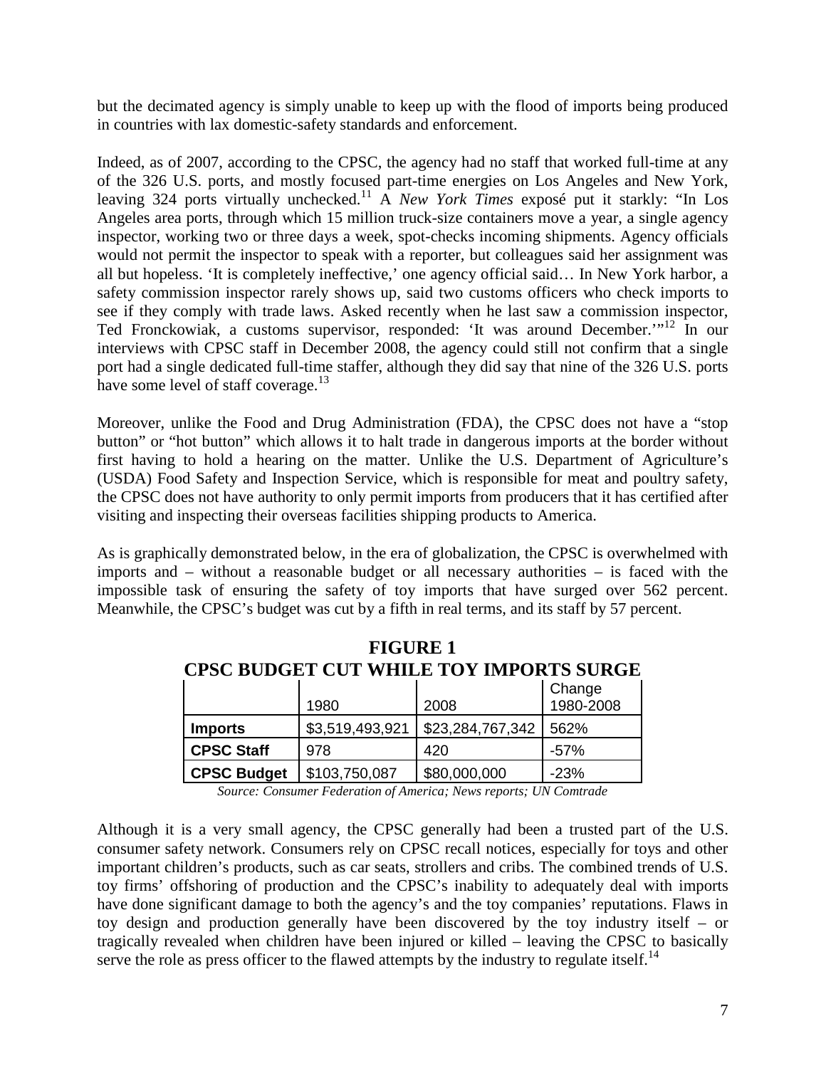but the decimated agency is simply unable to keep up with the flood of imports being produced in countries with lax domestic-safety standards and enforcement.

Indeed, as of 2007, according to the CPSC, the agency had no staff that worked full-time at any of the 326 U.S. ports, and mostly focused part-time energies on Los Angeles and New York, leaving 324 ports virtually unchecked.[11] A *New York Times* exposé put it starkly: "In Los Angeles area ports, through which 15 million truck-size containers move a year, a single agency inspector, working two or three days a week, spot-checks incoming shipments. Agency officials would not permit the inspector to speak with a reporter, but colleagues said her assignment was all but hopeless. 'It is completely ineffective,' one agency official said… In New York harbor, a safety commission inspector rarely shows up, said two customs officers who check imports to see if they comply with trade laws. Asked recently when he last saw a commission inspector, Ted Fronckowiak, a customs supervisor, responded: 'It was around December.'"[12] In our interviews with CPSC staff in December 2008, the agency could still not confirm that a single port had a single dedicated full-time staffer, although they did say that nine of the 326 U.S. ports have some level of staff coverage.[13]

Moreover, unlike the Food and Drug Administration (FDA), the CPSC does not have a "stop button" or "hot button" which allows it to halt trade in dangerous imports at the border without first having to hold a hearing on the matter. Unlike the U.S. Department of Agriculture's (USDA) Food Safety and Inspection Service, which is responsible for meat and poultry safety, the CPSC does not have authority to only permit imports from producers that it has certified after visiting and inspecting their overseas facilities shipping products to America.

As is graphically demonstrated below, in the era of globalization, the CPSC is overwhelmed with imports and – without a reasonable budget or all necessary authorities – is faced with the impossible task of ensuring the safety of toy imports that have surged over 562 percent. Meanwhile, the CPSC's budget was cut by a fifth in real terms, and its staff by 57 percent.

**FIGURE 1**
**CPSC BUDGET CUT WHILE TOY IMPORTS SURGE**

| | 1980 | 2008 | Change 1980-2008 |
|---|---|---|---|
| **Imports** | $3,519,493,921 | $23,284,767,342 | 562% |
| **CPSC Staff** | 978 | 420 | -57% |
| **CPSC Budget** | $103,750,087 | $80,000,000 | -23% |

*Source: Consumer Federation of America; News reports; UN Comtrade*

Although it is a very small agency, the CPSC generally had been a trusted part of the U.S. consumer safety network. Consumers rely on CPSC recall notices, especially for toys and other important children's products, such as car seats, strollers and cribs. The combined trends of U.S. toy firms' offshoring of production and the CPSC's inability to adequately deal with imports have done significant damage to both the agency's and the toy companies' reputations. Flaws in toy design and production generally have been discovered by the toy industry itself – or tragically revealed when children have been injured or killed – leaving the CPSC to basically serve the role as press officer to the flawed attempts by the industry to regulate itself.[14]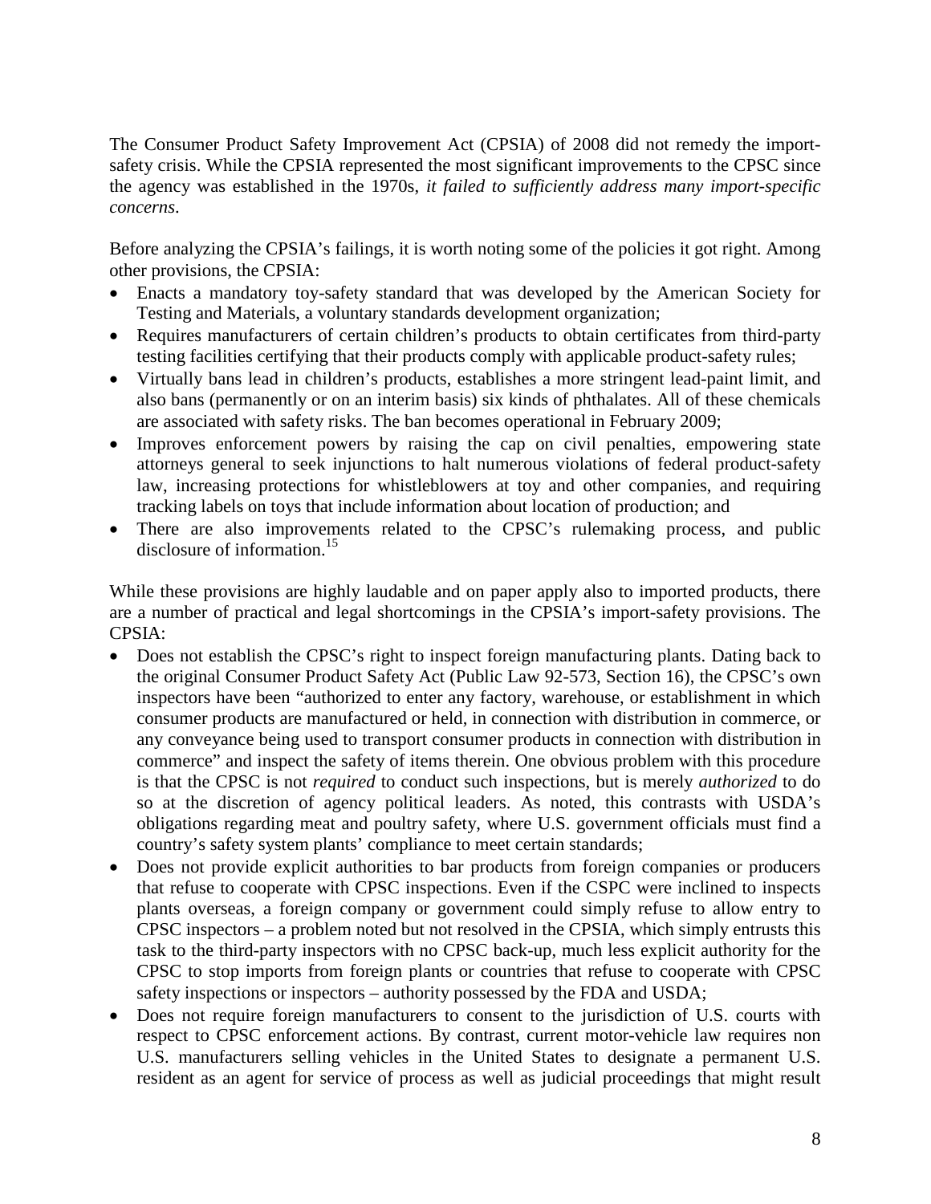The Consumer Product Safety Improvement Act (CPSIA) of 2008 did not remedy the import-safety crisis. While the CPSIA represented the most significant improvements to the CPSC since the agency was established in the 1970s, *it failed to sufficiently address many import-specific concerns*.

Before analyzing the CPSIA's failings, it is worth noting some of the policies it got right. Among other provisions, the CPSIA:

- Enacts a mandatory toy-safety standard that was developed by the American Society for Testing and Materials, a voluntary standards development organization;
- Requires manufacturers of certain children's products to obtain certificates from third-party testing facilities certifying that their products comply with applicable product-safety rules;
- Virtually bans lead in children's products, establishes a more stringent lead-paint limit, and also bans (permanently or on an interim basis) six kinds of phthalates. All of these chemicals are associated with safety risks. The ban becomes operational in February 2009;
- Improves enforcement powers by raising the cap on civil penalties, empowering state attorneys general to seek injunctions to halt numerous violations of federal product-safety law, increasing protections for whistleblowers at toy and other companies, and requiring tracking labels on toys that include information about location of production; and
- There are also improvements related to the CPSC's rulemaking process, and public disclosure of information.[15]

While these provisions are highly laudable and on paper apply also to imported products, there are a number of practical and legal shortcomings in the CPSIA's import-safety provisions. The CPSIA:

- Does not establish the CPSC's right to inspect foreign manufacturing plants. Dating back to the original Consumer Product Safety Act (Public Law 92-573, Section 16), the CPSC's own inspectors have been "authorized to enter any factory, warehouse, or establishment in which consumer products are manufactured or held, in connection with distribution in commerce, or any conveyance being used to transport consumer products in connection with distribution in commerce" and inspect the safety of items therein. One obvious problem with this procedure is that the CPSC is not *required* to conduct such inspections, but is merely *authorized* to do so at the discretion of agency political leaders. As noted, this contrasts with USDA's obligations regarding meat and poultry safety, where U.S. government officials must find a country's safety system plants' compliance to meet certain standards;
- Does not provide explicit authorities to bar products from foreign companies or producers that refuse to cooperate with CPSC inspections. Even if the CSPC were inclined to inspects plants overseas, a foreign company or government could simply refuse to allow entry to CPSC inspectors – a problem noted but not resolved in the CPSIA, which simply entrusts this task to the third-party inspectors with no CPSC back-up, much less explicit authority for the CPSC to stop imports from foreign plants or countries that refuse to cooperate with CPSC safety inspections or inspectors – authority possessed by the FDA and USDA;
- Does not require foreign manufacturers to consent to the jurisdiction of U.S. courts with respect to CPSC enforcement actions. By contrast, current motor-vehicle law requires non U.S. manufacturers selling vehicles in the United States to designate a permanent U.S. resident as an agent for service of process as well as judicial proceedings that might result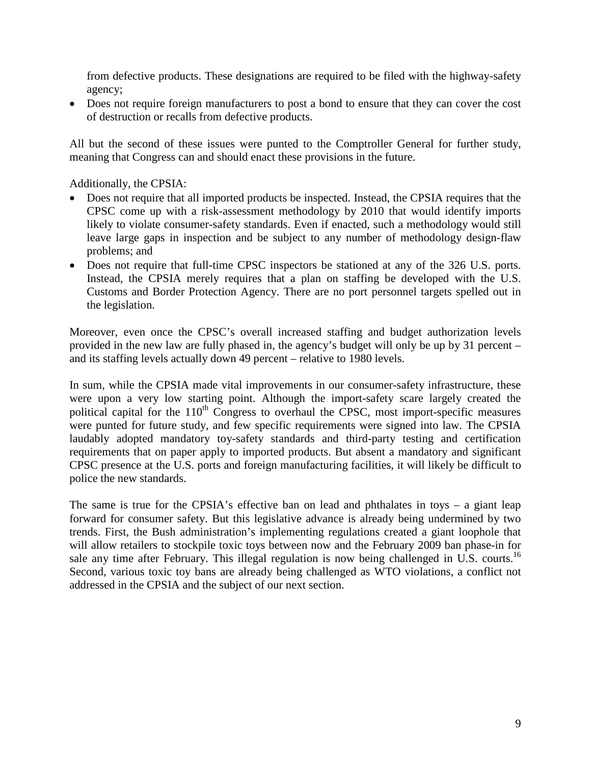from defective products. These designations are required to be filed with the highway-safety agency;

- Does not require foreign manufacturers to post a bond to ensure that they can cover the cost of destruction or recalls from defective products.

All but the second of these issues were punted to the Comptroller General for further study, meaning that Congress can and should enact these provisions in the future.

Additionally, the CPSIA:

- Does not require that all imported products be inspected. Instead, the CPSIA requires that the CPSC come up with a risk-assessment methodology by 2010 that would identify imports likely to violate consumer-safety standards. Even if enacted, such a methodology would still leave large gaps in inspection and be subject to any number of methodology design-flaw problems; and
- Does not require that full-time CPSC inspectors be stationed at any of the 326 U.S. ports. Instead, the CPSIA merely requires that a plan on staffing be developed with the U.S. Customs and Border Protection Agency. There are no port personnel targets spelled out in the legislation.

Moreover, even once the CPSC's overall increased staffing and budget authorization levels provided in the new law are fully phased in, the agency's budget will only be up by 31 percent – and its staffing levels actually down 49 percent – relative to 1980 levels.

In sum, while the CPSIA made vital improvements in our consumer-safety infrastructure, these were upon a very low starting point. Although the import-safety scare largely created the political capital for the 110th Congress to overhaul the CPSC, most import-specific measures were punted for future study, and few specific requirements were signed into law. The CPSIA laudably adopted mandatory toy-safety standards and third-party testing and certification requirements that on paper apply to imported products. But absent a mandatory and significant CPSC presence at the U.S. ports and foreign manufacturing facilities, it will likely be difficult to police the new standards.

The same is true for the CPSIA's effective ban on lead and phthalates in toys – a giant leap forward for consumer safety. But this legislative advance is already being undermined by two trends. First, the Bush administration's implementing regulations created a giant loophole that will allow retailers to stockpile toxic toys between now and the February 2009 ban phase-in for sale any time after February. This illegal regulation is now being challenged in U.S. courts.[16] Second, various toxic toy bans are already being challenged as WTO violations, a conflict not addressed in the CPSIA and the subject of our next section.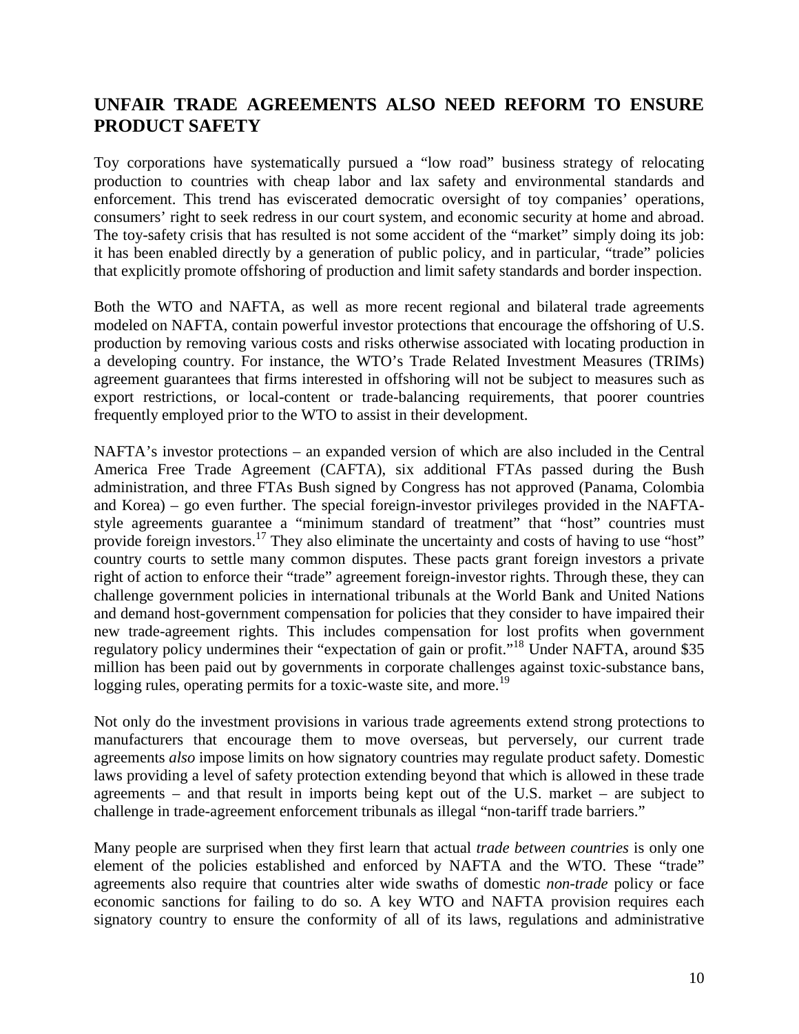## UNFAIR TRADE AGREEMENTS ALSO NEED REFORM TO ENSURE PRODUCT SAFETY

Toy corporations have systematically pursued a "low road" business strategy of relocating production to countries with cheap labor and lax safety and environmental standards and enforcement. This trend has eviscerated democratic oversight of toy companies' operations, consumers' right to seek redress in our court system, and economic security at home and abroad. The toy-safety crisis that has resulted is not some accident of the "market" simply doing its job: it has been enabled directly by a generation of public policy, and in particular, "trade" policies that explicitly promote offshoring of production and limit safety standards and border inspection.

Both the WTO and NAFTA, as well as more recent regional and bilateral trade agreements modeled on NAFTA, contain powerful investor protections that encourage the offshoring of U.S. production by removing various costs and risks otherwise associated with locating production in a developing country. For instance, the WTO's Trade Related Investment Measures (TRIMs) agreement guarantees that firms interested in offshoring will not be subject to measures such as export restrictions, or local-content or trade-balancing requirements, that poorer countries frequently employed prior to the WTO to assist in their development.

NAFTA's investor protections – an expanded version of which are also included in the Central America Free Trade Agreement (CAFTA), six additional FTAs passed during the Bush administration, and three FTAs Bush signed by Congress has not approved (Panama, Colombia and Korea) – go even further. The special foreign-investor privileges provided in the NAFTA-style agreements guarantee a "minimum standard of treatment" that "host" countries must provide foreign investors.[17] They also eliminate the uncertainty and costs of having to use "host" country courts to settle many common disputes. These pacts grant foreign investors a private right of action to enforce their "trade" agreement foreign-investor rights. Through these, they can challenge government policies in international tribunals at the World Bank and United Nations and demand host-government compensation for policies that they consider to have impaired their new trade-agreement rights. This includes compensation for lost profits when government regulatory policy undermines their "expectation of gain or profit."[18] Under NAFTA, around $35 million has been paid out by governments in corporate challenges against toxic-substance bans, logging rules, operating permits for a toxic-waste site, and more.[19]

Not only do the investment provisions in various trade agreements extend strong protections to manufacturers that encourage them to move overseas, but perversely, our current trade agreements *also* impose limits on how signatory countries may regulate product safety. Domestic laws providing a level of safety protection extending beyond that which is allowed in these trade agreements – and that result in imports being kept out of the U.S. market – are subject to challenge in trade-agreement enforcement tribunals as illegal "non-tariff trade barriers."

Many people are surprised when they first learn that actual *trade between countries* is only one element of the policies established and enforced by NAFTA and the WTO. These "trade" agreements also require that countries alter wide swaths of domestic *non-trade* policy or face economic sanctions for failing to do so. A key WTO and NAFTA provision requires each signatory country to ensure the conformity of all of its laws, regulations and administrative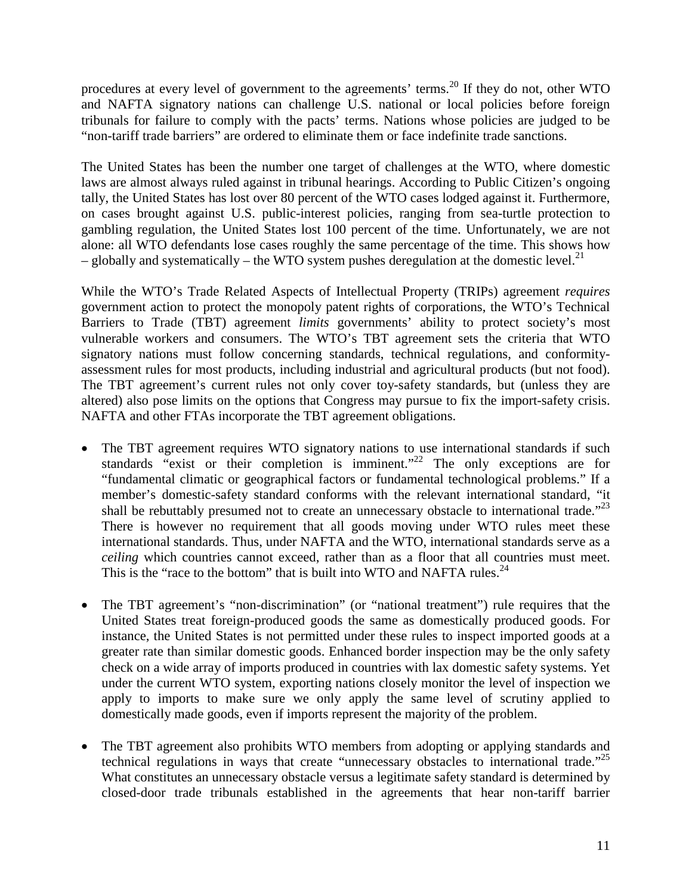procedures at every level of government to the agreements' terms.[20] If they do not, other WTO and NAFTA signatory nations can challenge U.S. national or local policies before foreign tribunals for failure to comply with the pacts' terms. Nations whose policies are judged to be "non-tariff trade barriers" are ordered to eliminate them or face indefinite trade sanctions.

The United States has been the number one target of challenges at the WTO, where domestic laws are almost always ruled against in tribunal hearings. According to Public Citizen's ongoing tally, the United States has lost over 80 percent of the WTO cases lodged against it. Furthermore, on cases brought against U.S. public-interest policies, ranging from sea-turtle protection to gambling regulation, the United States lost 100 percent of the time. Unfortunately, we are not alone: all WTO defendants lose cases roughly the same percentage of the time. This shows how – globally and systematically – the WTO system pushes deregulation at the domestic level.[21]

While the WTO's Trade Related Aspects of Intellectual Property (TRIPs) agreement *requires* government action to protect the monopoly patent rights of corporations, the WTO's Technical Barriers to Trade (TBT) agreement *limits* governments' ability to protect society's most vulnerable workers and consumers. The WTO's TBT agreement sets the criteria that WTO signatory nations must follow concerning standards, technical regulations, and conformity-assessment rules for most products, including industrial and agricultural products (but not food). The TBT agreement's current rules not only cover toy-safety standards, but (unless they are altered) also pose limits on the options that Congress may pursue to fix the import-safety crisis. NAFTA and other FTAs incorporate the TBT agreement obligations.

- The TBT agreement requires WTO signatory nations to use international standards if such standards "exist or their completion is imminent."[22] The only exceptions are for "fundamental climatic or geographical factors or fundamental technological problems." If a member's domestic-safety standard conforms with the relevant international standard, "it shall be rebuttably presumed not to create an unnecessary obstacle to international trade."[23] There is however no requirement that all goods moving under WTO rules meet these international standards. Thus, under NAFTA and the WTO, international standards serve as a *ceiling* which countries cannot exceed, rather than as a floor that all countries must meet. This is the "race to the bottom" that is built into WTO and NAFTA rules.[24]

- The TBT agreement's "non-discrimination" (or "national treatment") rule requires that the United States treat foreign-produced goods the same as domestically produced goods. For instance, the United States is not permitted under these rules to inspect imported goods at a greater rate than similar domestic goods. Enhanced border inspection may be the only safety check on a wide array of imports produced in countries with lax domestic safety systems. Yet under the current WTO system, exporting nations closely monitor the level of inspection we apply to imports to make sure we only apply the same level of scrutiny applied to domestically made goods, even if imports represent the majority of the problem.

- The TBT agreement also prohibits WTO members from adopting or applying standards and technical regulations in ways that create "unnecessary obstacles to international trade."[25] What constitutes an unnecessary obstacle versus a legitimate safety standard is determined by closed-door trade tribunals established in the agreements that hear non-tariff barrier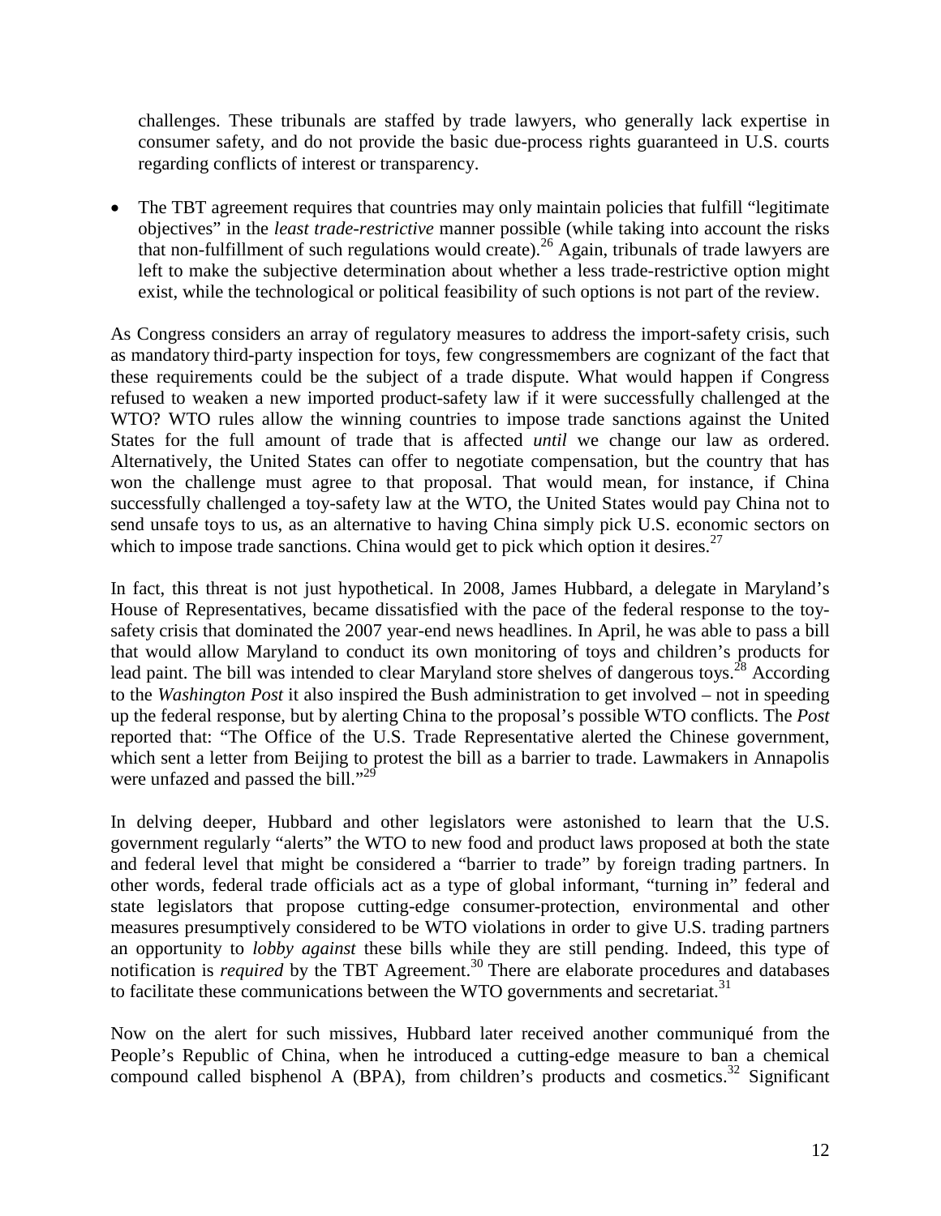challenges. These tribunals are staffed by trade lawyers, who generally lack expertise in consumer safety, and do not provide the basic due-process rights guaranteed in U.S. courts regarding conflicts of interest or transparency.

- The TBT agreement requires that countries may only maintain policies that fulfill "legitimate objectives" in the *least trade-restrictive* manner possible (while taking into account the risks that non-fulfillment of such regulations would create).[26] Again, tribunals of trade lawyers are left to make the subjective determination about whether a less trade-restrictive option might exist, while the technological or political feasibility of such options is not part of the review.

As Congress considers an array of regulatory measures to address the import-safety crisis, such as mandatory third-party inspection for toys, few congressmembers are cognizant of the fact that these requirements could be the subject of a trade dispute. What would happen if Congress refused to weaken a new imported product-safety law if it were successfully challenged at the WTO? WTO rules allow the winning countries to impose trade sanctions against the United States for the full amount of trade that is affected *until* we change our law as ordered. Alternatively, the United States can offer to negotiate compensation, but the country that has won the challenge must agree to that proposal. That would mean, for instance, if China successfully challenged a toy-safety law at the WTO, the United States would pay China not to send unsafe toys to us, as an alternative to having China simply pick U.S. economic sectors on which to impose trade sanctions. China would get to pick which option it desires.[27]

In fact, this threat is not just hypothetical. In 2008, James Hubbard, a delegate in Maryland's House of Representatives, became dissatisfied with the pace of the federal response to the toy-safety crisis that dominated the 2007 year-end news headlines. In April, he was able to pass a bill that would allow Maryland to conduct its own monitoring of toys and children's products for lead paint. The bill was intended to clear Maryland store shelves of dangerous toys.[28] According to the *Washington Post* it also inspired the Bush administration to get involved – not in speeding up the federal response, but by alerting China to the proposal's possible WTO conflicts. The *Post* reported that: "The Office of the U.S. Trade Representative alerted the Chinese government, which sent a letter from Beijing to protest the bill as a barrier to trade. Lawmakers in Annapolis were unfazed and passed the bill."[29]

In delving deeper, Hubbard and other legislators were astonished to learn that the U.S. government regularly "alerts" the WTO to new food and product laws proposed at both the state and federal level that might be considered a "barrier to trade" by foreign trading partners. In other words, federal trade officials act as a type of global informant, "turning in" federal and state legislators that propose cutting-edge consumer-protection, environmental and other measures presumptively considered to be WTO violations in order to give U.S. trading partners an opportunity to *lobby against* these bills while they are still pending. Indeed, this type of notification is *required* by the TBT Agreement.[30] There are elaborate procedures and databases to facilitate these communications between the WTO governments and secretariat.[31]

Now on the alert for such missives, Hubbard later received another communiqué from the People's Republic of China, when he introduced a cutting-edge measure to ban a chemical compound called bisphenol A (BPA), from children's products and cosmetics.[32] Significant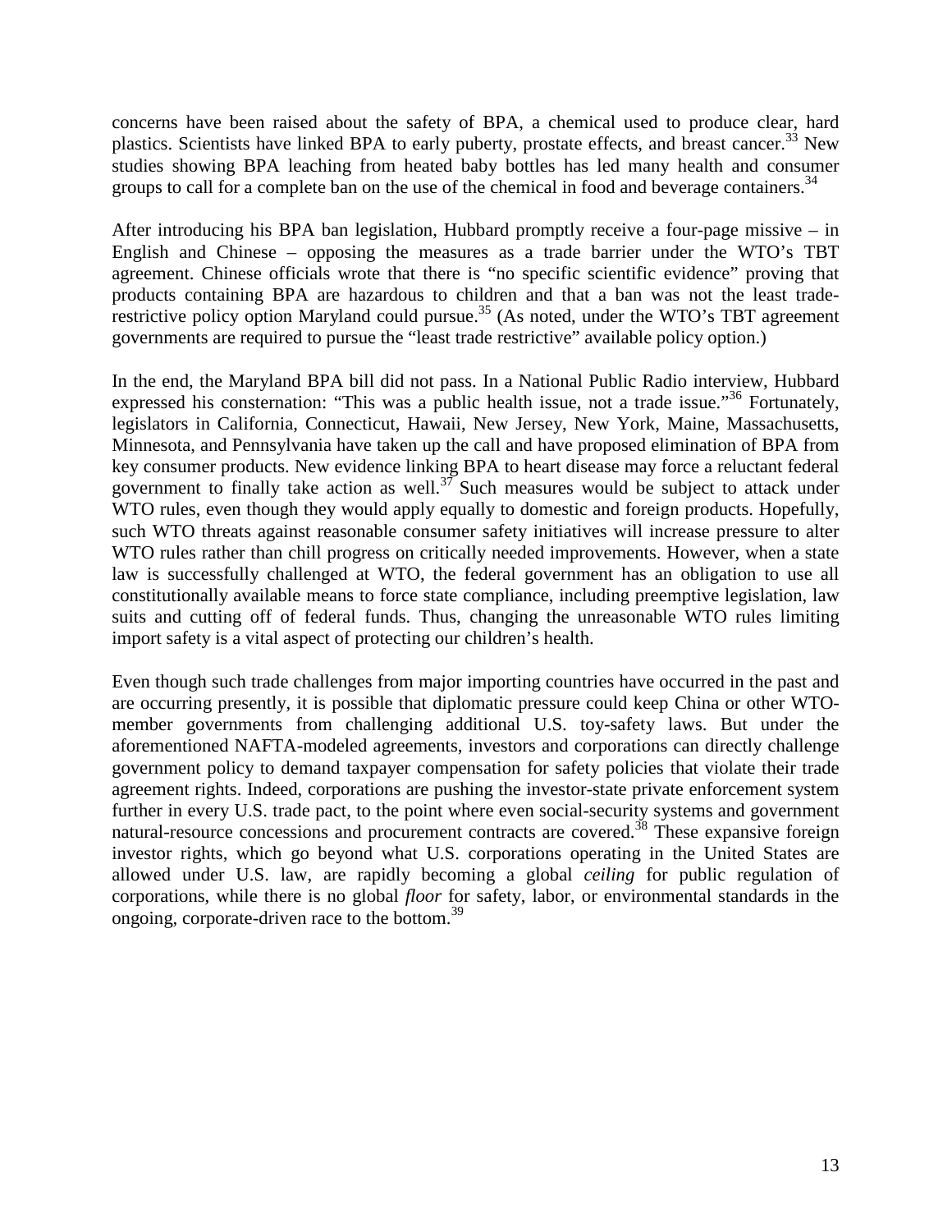concerns have been raised about the safety of BPA, a chemical used to produce clear, hard plastics. Scientists have linked BPA to early puberty, prostate effects, and breast cancer.[33] New studies showing BPA leaching from heated baby bottles has led many health and consumer groups to call for a complete ban on the use of the chemical in food and beverage containers.[34]

After introducing his BPA ban legislation, Hubbard promptly receive a four-page missive – in English and Chinese – opposing the measures as a trade barrier under the WTO's TBT agreement. Chinese officials wrote that there is "no specific scientific evidence" proving that products containing BPA are hazardous to children and that a ban was not the least trade-restrictive policy option Maryland could pursue.[35] (As noted, under the WTO's TBT agreement governments are required to pursue the "least trade restrictive" available policy option.)

In the end, the Maryland BPA bill did not pass. In a National Public Radio interview, Hubbard expressed his consternation: "This was a public health issue, not a trade issue."[36] Fortunately, legislators in California, Connecticut, Hawaii, New Jersey, New York, Maine, Massachusetts, Minnesota, and Pennsylvania have taken up the call and have proposed elimination of BPA from key consumer products. New evidence linking BPA to heart disease may force a reluctant federal government to finally take action as well.[37] Such measures would be subject to attack under WTO rules, even though they would apply equally to domestic and foreign products. Hopefully, such WTO threats against reasonable consumer safety initiatives will increase pressure to alter WTO rules rather than chill progress on critically needed improvements. However, when a state law is successfully challenged at WTO, the federal government has an obligation to use all constitutionally available means to force state compliance, including preemptive legislation, law suits and cutting off of federal funds. Thus, changing the unreasonable WTO rules limiting import safety is a vital aspect of protecting our children's health.

Even though such trade challenges from major importing countries have occurred in the past and are occurring presently, it is possible that diplomatic pressure could keep China or other WTO-member governments from challenging additional U.S. toy-safety laws. But under the aforementioned NAFTA-modeled agreements, investors and corporations can directly challenge government policy to demand taxpayer compensation for safety policies that violate their trade agreement rights. Indeed, corporations are pushing the investor-state private enforcement system further in every U.S. trade pact, to the point where even social-security systems and government natural-resource concessions and procurement contracts are covered.[38] These expansive foreign investor rights, which go beyond what U.S. corporations operating in the United States are allowed under U.S. law, are rapidly becoming a global *ceiling* for public regulation of corporations, while there is no global *floor* for safety, labor, or environmental standards in the ongoing, corporate-driven race to the bottom.[39]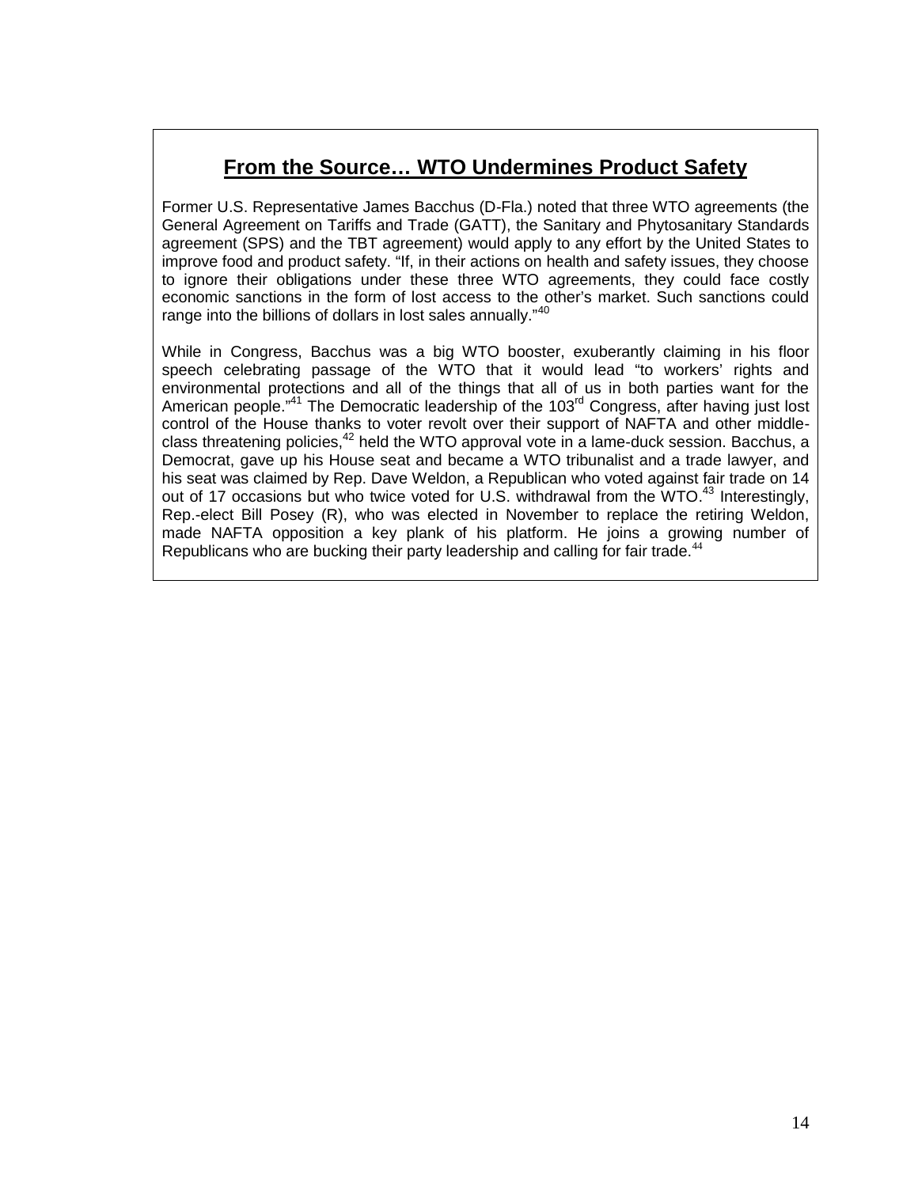## **From the Source… WTO Undermines Product Safety**

Former U.S. Representative James Bacchus (D-Fla.) noted that three WTO agreements (the General Agreement on Tariffs and Trade (GATT), the Sanitary and Phytosanitary Standards agreement (SPS) and the TBT agreement) would apply to any effort by the United States to improve food and product safety. "If, in their actions on health and safety issues, they choose to ignore their obligations under these three WTO agreements, they could face costly economic sanctions in the form of lost access to the other's market. Such sanctions could range into the billions of dollars in lost sales annually."[40]

While in Congress, Bacchus was a big WTO booster, exuberantly claiming in his floor speech celebrating passage of the WTO that it would lead "to workers' rights and environmental protections and all of the things that all of us in both parties want for the American people."[41] The Democratic leadership of the 103rd Congress, after having just lost control of the House thanks to voter revolt over their support of NAFTA and other middle-class threatening policies,[42] held the WTO approval vote in a lame-duck session. Bacchus, a Democrat, gave up his House seat and became a WTO tribunalist and a trade lawyer, and his seat was claimed by Rep. Dave Weldon, a Republican who voted against fair trade on 14 out of 17 occasions but who twice voted for U.S. withdrawal from the WTO.[43] Interestingly, Rep.-elect Bill Posey (R), who was elected in November to replace the retiring Weldon, made NAFTA opposition a key plank of his platform. He joins a growing number of Republicans who are bucking their party leadership and calling for fair trade.[44]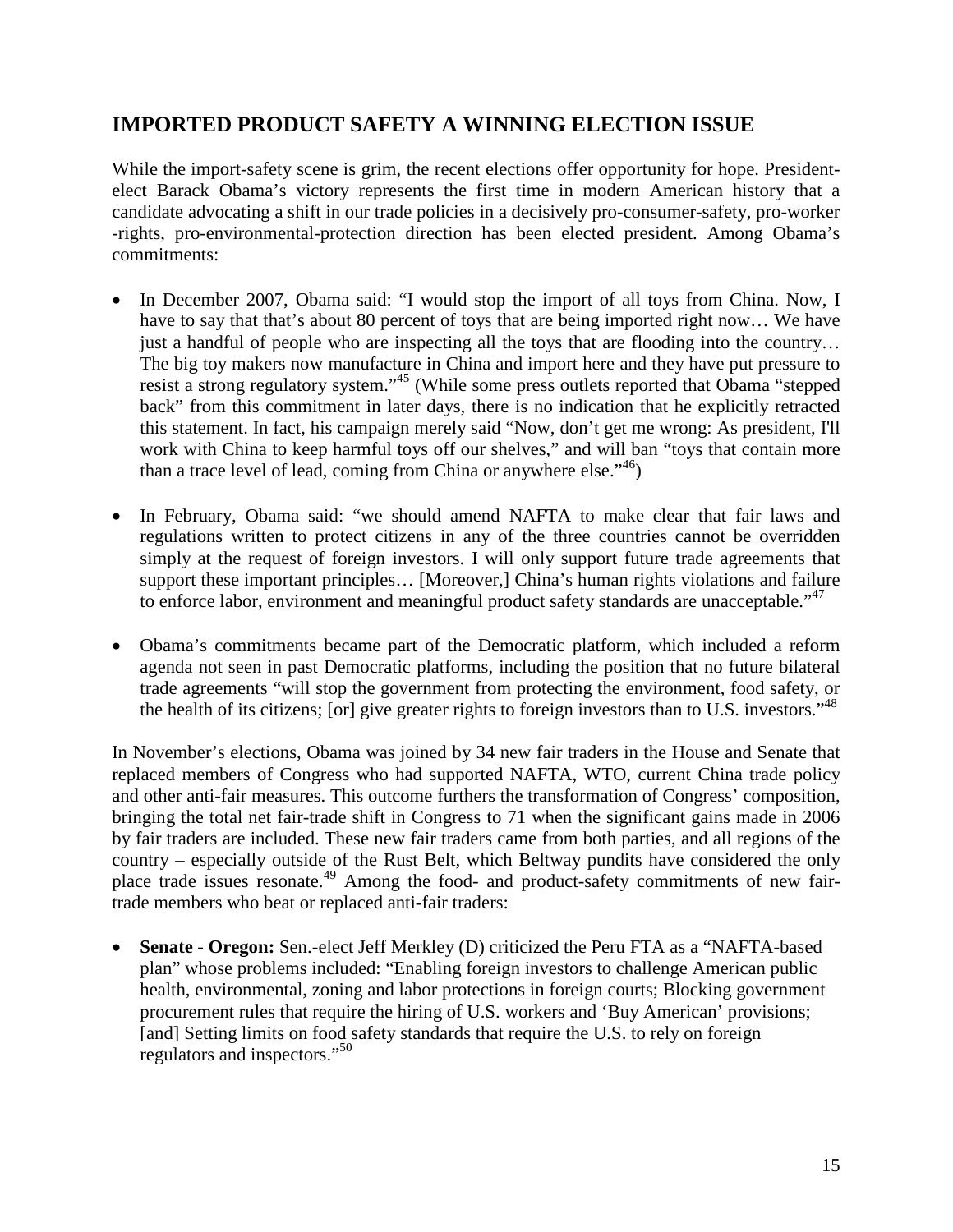## IMPORTED PRODUCT SAFETY A WINNING ELECTION ISSUE

While the import-safety scene is grim, the recent elections offer opportunity for hope. President-elect Barack Obama's victory represents the first time in modern American history that a candidate advocating a shift in our trade policies in a decisively pro-consumer-safety, pro-worker -rights, pro-environmental-protection direction has been elected president. Among Obama's commitments:

- In December 2007, Obama said: "I would stop the import of all toys from China. Now, I have to say that that's about 80 percent of toys that are being imported right now… We have just a handful of people who are inspecting all the toys that are flooding into the country… The big toy makers now manufacture in China and import here and they have put pressure to resist a strong regulatory system."[45] (While some press outlets reported that Obama "stepped back" from this commitment in later days, there is no indication that he explicitly retracted this statement. In fact, his campaign merely said "Now, don't get me wrong: As president, I'll work with China to keep harmful toys off our shelves," and will ban "toys that contain more than a trace level of lead, coming from China or anywhere else."[46])

- In February, Obama said: "we should amend NAFTA to make clear that fair laws and regulations written to protect citizens in any of the three countries cannot be overridden simply at the request of foreign investors. I will only support future trade agreements that support these important principles… [Moreover,] China's human rights violations and failure to enforce labor, environment and meaningful product safety standards are unacceptable."[47]

- Obama's commitments became part of the Democratic platform, which included a reform agenda not seen in past Democratic platforms, including the position that no future bilateral trade agreements "will stop the government from protecting the environment, food safety, or the health of its citizens; [or] give greater rights to foreign investors than to U.S. investors."[48]

In November's elections, Obama was joined by 34 new fair traders in the House and Senate that replaced members of Congress who had supported NAFTA, WTO, current China trade policy and other anti-fair measures. This outcome furthers the transformation of Congress' composition, bringing the total net fair-trade shift in Congress to 71 when the significant gains made in 2006 by fair traders are included. These new fair traders came from both parties, and all regions of the country – especially outside of the Rust Belt, which Beltway pundits have considered the only place trade issues resonate.[49] Among the food- and product-safety commitments of new fair-trade members who beat or replaced anti-fair traders:

- **Senate - Oregon:** Sen.-elect Jeff Merkley (D) criticized the Peru FTA as a "NAFTA-based plan" whose problems included: "Enabling foreign investors to challenge American public health, environmental, zoning and labor protections in foreign courts; Blocking government procurement rules that require the hiring of U.S. workers and 'Buy American' provisions; [and] Setting limits on food safety standards that require the U.S. to rely on foreign regulators and inspectors."[50]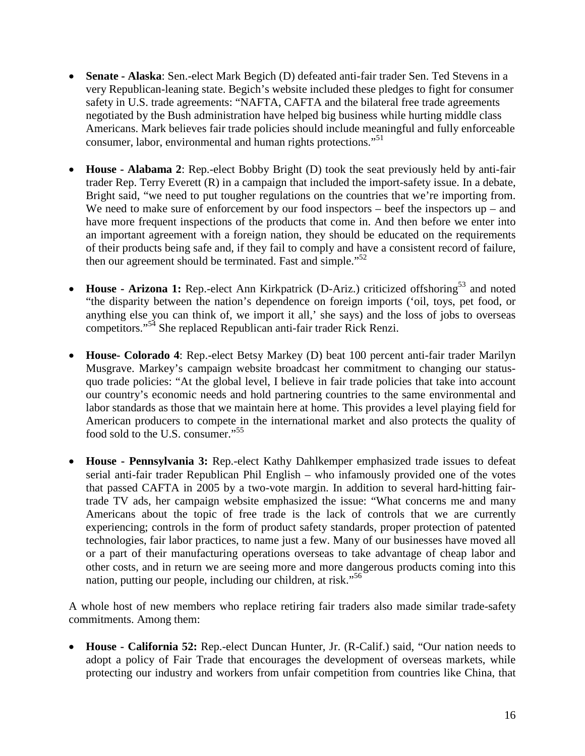- **Senate - Alaska**: Sen.-elect Mark Begich (D) defeated anti-fair trader Sen. Ted Stevens in a very Republican-leaning state. Begich's website included these pledges to fight for consumer safety in U.S. trade agreements: "NAFTA, CAFTA and the bilateral free trade agreements negotiated by the Bush administration have helped big business while hurting middle class Americans. Mark believes fair trade policies should include meaningful and fully enforceable consumer, labor, environmental and human rights protections."[51]

- **House - Alabama 2**: Rep.-elect Bobby Bright (D) took the seat previously held by anti-fair trader Rep. Terry Everett (R) in a campaign that included the import-safety issue. In a debate, Bright said, "we need to put tougher regulations on the countries that we're importing from. We need to make sure of enforcement by our food inspectors – beef the inspectors up – and have more frequent inspections of the products that come in. And then before we enter into an important agreement with a foreign nation, they should be educated on the requirements of their products being safe and, if they fail to comply and have a consistent record of failure, then our agreement should be terminated. Fast and simple."[52]

- **House - Arizona 1:** Rep.-elect Ann Kirkpatrick (D-Ariz.) criticized offshoring[53] and noted "the disparity between the nation's dependence on foreign imports ('oil, toys, pet food, or anything else you can think of, we import it all,' she says) and the loss of jobs to overseas competitors."[54] She replaced Republican anti-fair trader Rick Renzi.

- **House- Colorado 4**: Rep.-elect Betsy Markey (D) beat 100 percent anti-fair trader Marilyn Musgrave. Markey's campaign website broadcast her commitment to changing our status-quo trade policies: "At the global level, I believe in fair trade policies that take into account our country's economic needs and hold partnering countries to the same environmental and labor standards as those that we maintain here at home. This provides a level playing field for American producers to compete in the international market and also protects the quality of food sold to the U.S. consumer."[55]

- **House - Pennsylvania 3:** Rep.-elect Kathy Dahlkemper emphasized trade issues to defeat serial anti-fair trader Republican Phil English – who infamously provided one of the votes that passed CAFTA in 2005 by a two-vote margin. In addition to several hard-hitting fair-trade TV ads, her campaign website emphasized the issue: "What concerns me and many Americans about the topic of free trade is the lack of controls that we are currently experiencing; controls in the form of product safety standards, proper protection of patented technologies, fair labor practices, to name just a few. Many of our businesses have moved all or a part of their manufacturing operations overseas to take advantage of cheap labor and other costs, and in return we are seeing more and more dangerous products coming into this nation, putting our people, including our children, at risk."[56]

A whole host of new members who replace retiring fair traders also made similar trade-safety commitments. Among them:

- **House - California 52:** Rep.-elect Duncan Hunter, Jr. (R-Calif.) said, "Our nation needs to adopt a policy of Fair Trade that encourages the development of overseas markets, while protecting our industry and workers from unfair competition from countries like China, that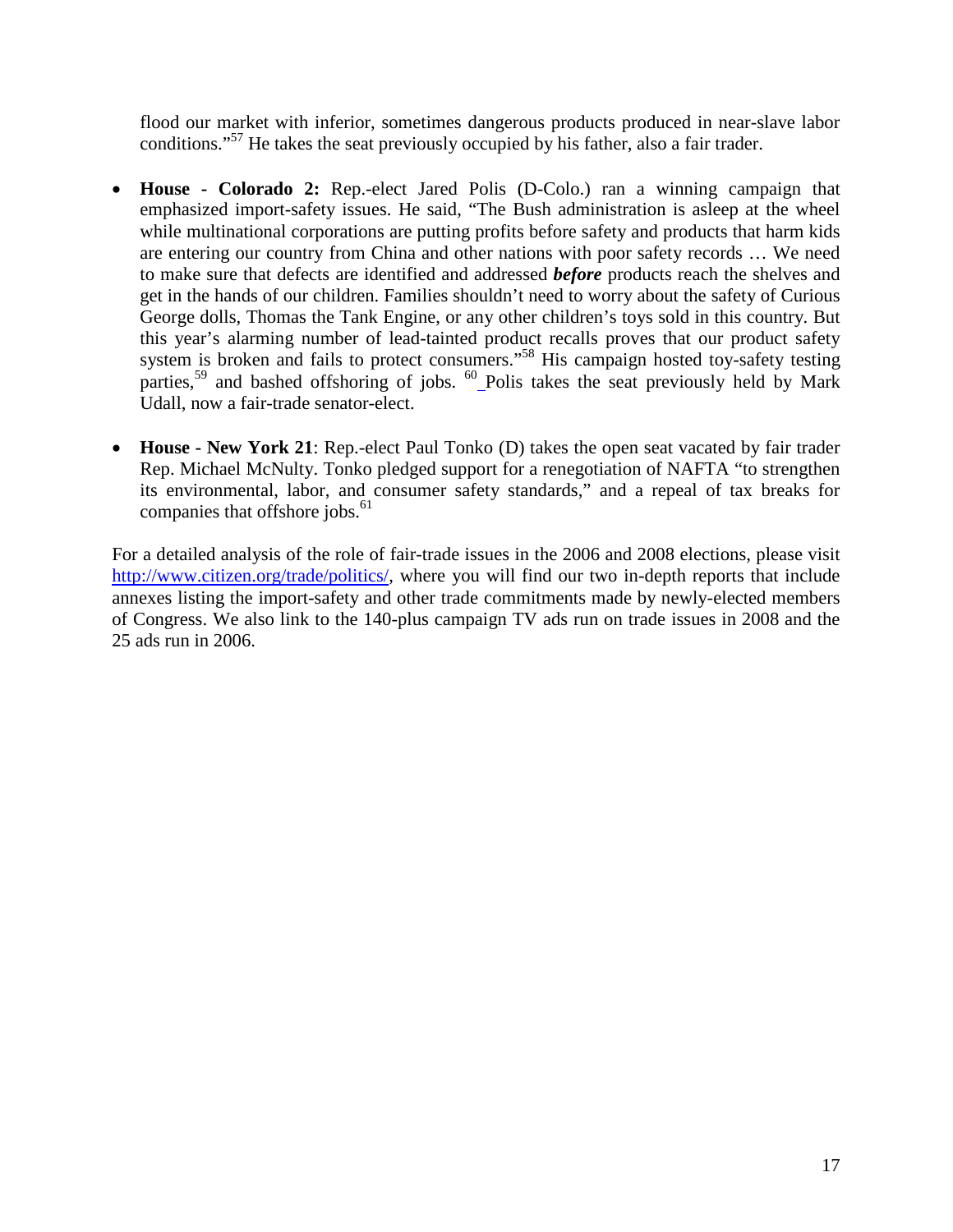flood our market with inferior, sometimes dangerous products produced in near-slave labor conditions."[57] He takes the seat previously occupied by his father, also a fair trader.

- **House - Colorado 2:** Rep.-elect Jared Polis (D-Colo.) ran a winning campaign that emphasized import-safety issues. He said, "The Bush administration is asleep at the wheel while multinational corporations are putting profits before safety and products that harm kids are entering our country from China and other nations with poor safety records … We need to make sure that defects are identified and addressed ***before*** products reach the shelves and get in the hands of our children. Families shouldn't need to worry about the safety of Curious George dolls, Thomas the Tank Engine, or any other children's toys sold in this country. But this year's alarming number of lead-tainted product recalls proves that our product safety system is broken and fails to protect consumers."[58] His campaign hosted toy-safety testing parties,[59] and bashed offshoring of jobs. [60] Polis takes the seat previously held by Mark Udall, now a fair-trade senator-elect.

- **House - New York 21**: Rep.-elect Paul Tonko (D) takes the open seat vacated by fair trader Rep. Michael McNulty. Tonko pledged support for a renegotiation of NAFTA "to strengthen its environmental, labor, and consumer safety standards," and a repeal of tax breaks for companies that offshore jobs.[61]

For a detailed analysis of the role of fair-trade issues in the 2006 and 2008 elections, please visit http://www.citizen.org/trade/politics/, where you will find our two in-depth reports that include annexes listing the import-safety and other trade commitments made by newly-elected members of Congress. We also link to the 140-plus campaign TV ads run on trade issues in 2008 and the 25 ads run in 2006.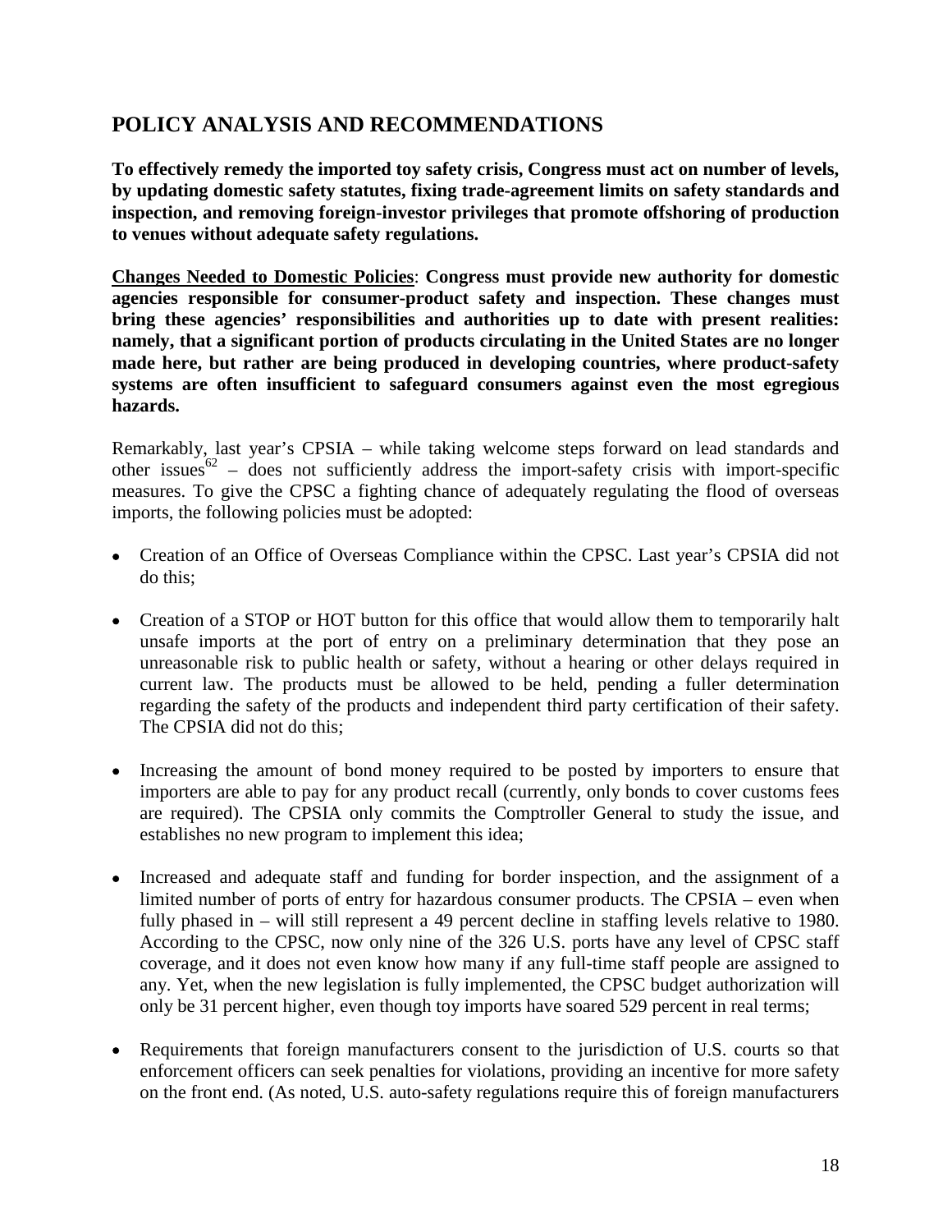## POLICY ANALYSIS AND RECOMMENDATIONS

**To effectively remedy the imported toy safety crisis, Congress must act on number of levels, by updating domestic safety statutes, fixing trade-agreement limits on safety standards and inspection, and removing foreign-investor privileges that promote offshoring of production to venues without adequate safety regulations.**

**<u>Changes Needed to Domestic Policies</u>: Congress must provide new authority for domestic agencies responsible for consumer-product safety and inspection. These changes must bring these agencies' responsibilities and authorities up to date with present realities: namely, that a significant portion of products circulating in the United States are no longer made here, but rather are being produced in developing countries, where product-safety systems are often insufficient to safeguard consumers against even the most egregious hazards.**

Remarkably, last year's CPSIA – while taking welcome steps forward on lead standards and other issues[62] – does not sufficiently address the import-safety crisis with import-specific measures. To give the CPSC a fighting chance of adequately regulating the flood of overseas imports, the following policies must be adopted:

- Creation of an Office of Overseas Compliance within the CPSC. Last year's CPSIA did not do this;
- Creation of a STOP or HOT button for this office that would allow them to temporarily halt unsafe imports at the port of entry on a preliminary determination that they pose an unreasonable risk to public health or safety, without a hearing or other delays required in current law. The products must be allowed to be held, pending a fuller determination regarding the safety of the products and independent third party certification of their safety. The CPSIA did not do this;
- Increasing the amount of bond money required to be posted by importers to ensure that importers are able to pay for any product recall (currently, only bonds to cover customs fees are required). The CPSIA only commits the Comptroller General to study the issue, and establishes no new program to implement this idea;
- Increased and adequate staff and funding for border inspection, and the assignment of a limited number of ports of entry for hazardous consumer products. The CPSIA – even when fully phased in – will still represent a 49 percent decline in staffing levels relative to 1980. According to the CPSC, now only nine of the 326 U.S. ports have any level of CPSC staff coverage, and it does not even know how many if any full-time staff people are assigned to any. Yet, when the new legislation is fully implemented, the CPSC budget authorization will only be 31 percent higher, even though toy imports have soared 529 percent in real terms;
- Requirements that foreign manufacturers consent to the jurisdiction of U.S. courts so that enforcement officers can seek penalties for violations, providing an incentive for more safety on the front end. (As noted, U.S. auto-safety regulations require this of foreign manufacturers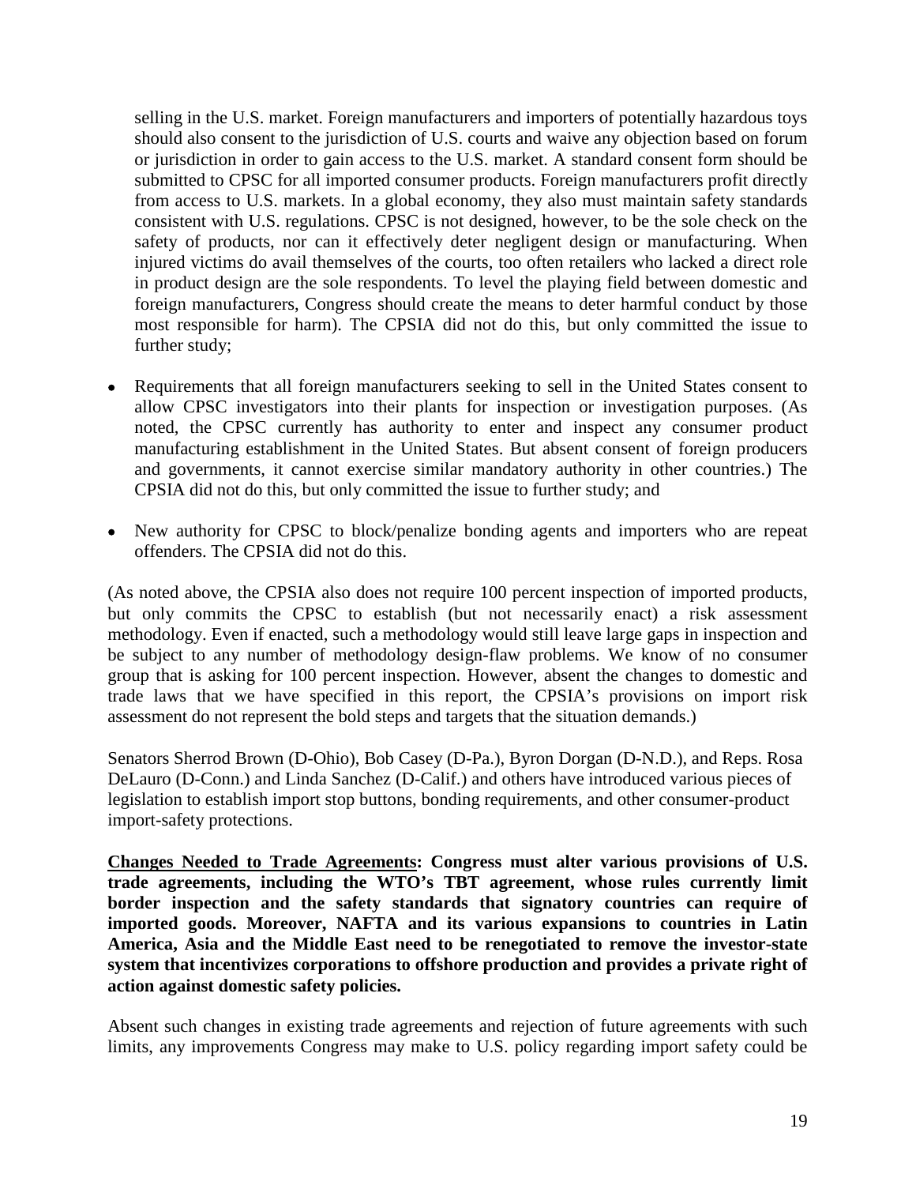selling in the U.S. market. Foreign manufacturers and importers of potentially hazardous toys should also consent to the jurisdiction of U.S. courts and waive any objection based on forum or jurisdiction in order to gain access to the U.S. market. A standard consent form should be submitted to CPSC for all imported consumer products. Foreign manufacturers profit directly from access to U.S. markets. In a global economy, they also must maintain safety standards consistent with U.S. regulations. CPSC is not designed, however, to be the sole check on the safety of products, nor can it effectively deter negligent design or manufacturing. When injured victims do avail themselves of the courts, too often retailers who lacked a direct role in product design are the sole respondents. To level the playing field between domestic and foreign manufacturers, Congress should create the means to deter harmful conduct by those most responsible for harm). The CPSIA did not do this, but only committed the issue to further study;

- Requirements that all foreign manufacturers seeking to sell in the United States consent to allow CPSC investigators into their plants for inspection or investigation purposes. (As noted, the CPSC currently has authority to enter and inspect any consumer product manufacturing establishment in the United States. But absent consent of foreign producers and governments, it cannot exercise similar mandatory authority in other countries.) The CPSIA did not do this, but only committed the issue to further study; and

- New authority for CPSC to block/penalize bonding agents and importers who are repeat offenders. The CPSIA did not do this.

(As noted above, the CPSIA also does not require 100 percent inspection of imported products, but only commits the CPSC to establish (but not necessarily enact) a risk assessment methodology. Even if enacted, such a methodology would still leave large gaps in inspection and be subject to any number of methodology design-flaw problems. We know of no consumer group that is asking for 100 percent inspection. However, absent the changes to domestic and trade laws that we have specified in this report, the CPSIA's provisions on import risk assessment do not represent the bold steps and targets that the situation demands.)

Senators Sherrod Brown (D-Ohio), Bob Casey (D-Pa.), Byron Dorgan (D-N.D.), and Reps. Rosa DeLauro (D-Conn.) and Linda Sanchez (D-Calif.) and others have introduced various pieces of legislation to establish import stop buttons, bonding requirements, and other consumer-product import-safety protections.

**<u>Changes Needed to Trade Agreements</u>: Congress must alter various provisions of U.S. trade agreements, including the WTO's TBT agreement, whose rules currently limit border inspection and the safety standards that signatory countries can require of imported goods. Moreover, NAFTA and its various expansions to countries in Latin America, Asia and the Middle East need to be renegotiated to remove the investor-state system that incentivizes corporations to offshore production and provides a private right of action against domestic safety policies.**

Absent such changes in existing trade agreements and rejection of future agreements with such limits, any improvements Congress may make to U.S. policy regarding import safety could be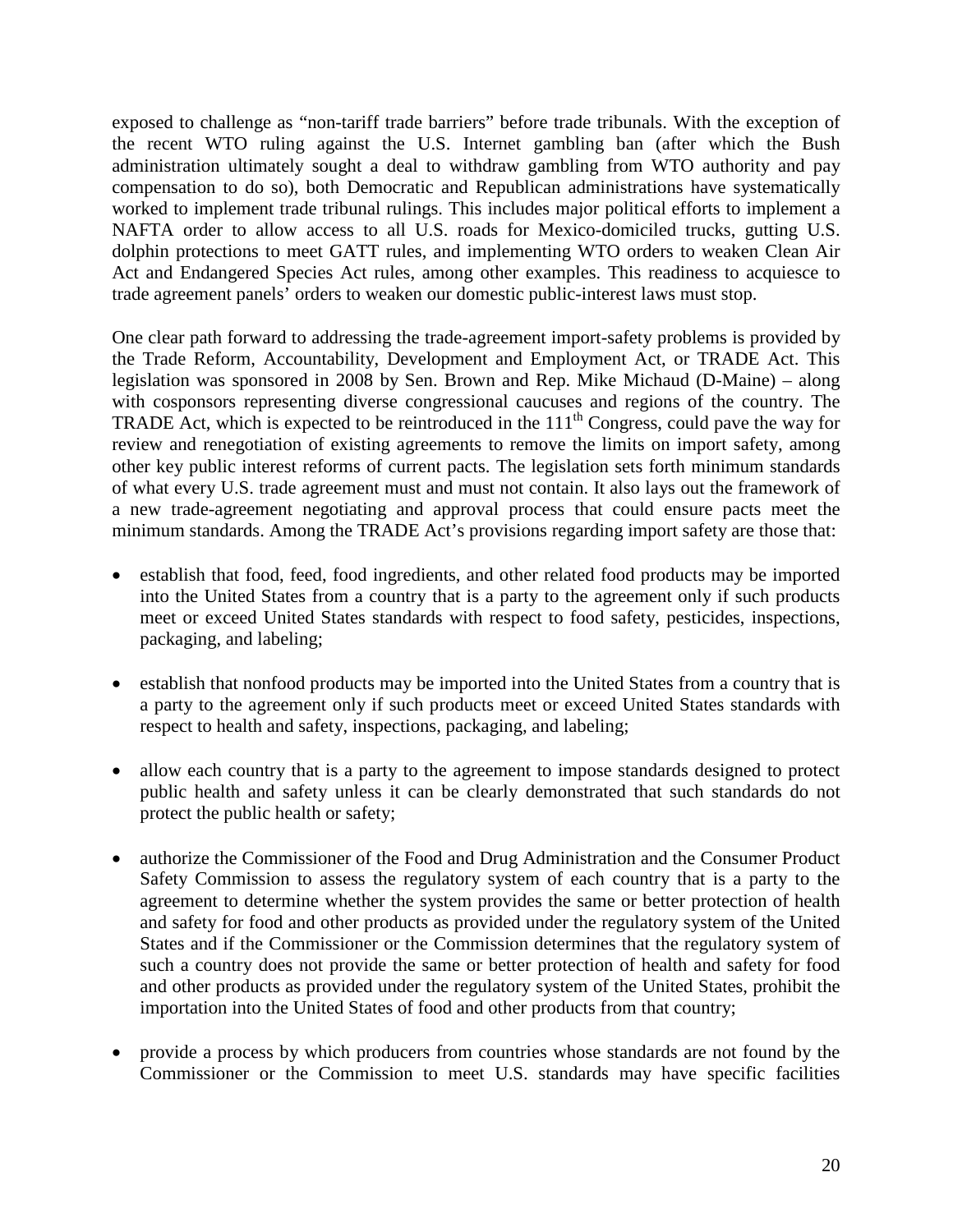exposed to challenge as "non-tariff trade barriers" before trade tribunals. With the exception of the recent WTO ruling against the U.S. Internet gambling ban (after which the Bush administration ultimately sought a deal to withdraw gambling from WTO authority and pay compensation to do so), both Democratic and Republican administrations have systematically worked to implement trade tribunal rulings. This includes major political efforts to implement a NAFTA order to allow access to all U.S. roads for Mexico-domiciled trucks, gutting U.S. dolphin protections to meet GATT rules, and implementing WTO orders to weaken Clean Air Act and Endangered Species Act rules, among other examples. This readiness to acquiesce to trade agreement panels' orders to weaken our domestic public-interest laws must stop.

One clear path forward to addressing the trade-agreement import-safety problems is provided by the Trade Reform, Accountability, Development and Employment Act, or TRADE Act. This legislation was sponsored in 2008 by Sen. Brown and Rep. Mike Michaud (D-Maine) – along with cosponsors representing diverse congressional caucuses and regions of the country. The TRADE Act, which is expected to be reintroduced in the 111th Congress, could pave the way for review and renegotiation of existing agreements to remove the limits on import safety, among other key public interest reforms of current pacts. The legislation sets forth minimum standards of what every U.S. trade agreement must and must not contain. It also lays out the framework of a new trade-agreement negotiating and approval process that could ensure pacts meet the minimum standards. Among the TRADE Act's provisions regarding import safety are those that:

- establish that food, feed, food ingredients, and other related food products may be imported into the United States from a country that is a party to the agreement only if such products meet or exceed United States standards with respect to food safety, pesticides, inspections, packaging, and labeling;

- establish that nonfood products may be imported into the United States from a country that is a party to the agreement only if such products meet or exceed United States standards with respect to health and safety, inspections, packaging, and labeling;

- allow each country that is a party to the agreement to impose standards designed to protect public health and safety unless it can be clearly demonstrated that such standards do not protect the public health or safety;

- authorize the Commissioner of the Food and Drug Administration and the Consumer Product Safety Commission to assess the regulatory system of each country that is a party to the agreement to determine whether the system provides the same or better protection of health and safety for food and other products as provided under the regulatory system of the United States and if the Commissioner or the Commission determines that the regulatory system of such a country does not provide the same or better protection of health and safety for food and other products as provided under the regulatory system of the United States, prohibit the importation into the United States of food and other products from that country;

- provide a process by which producers from countries whose standards are not found by the Commissioner or the Commission to meet U.S. standards may have specific facilities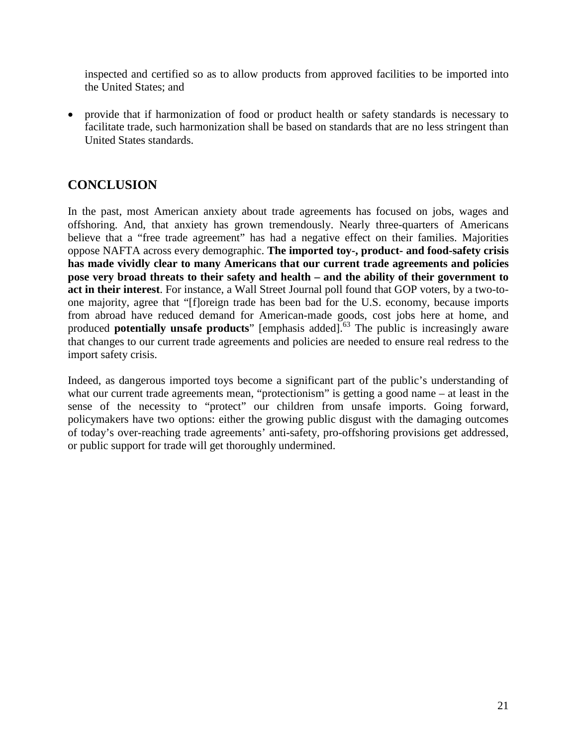inspected and certified so as to allow products from approved facilities to be imported into the United States; and

- provide that if harmonization of food or product health or safety standards is necessary to facilitate trade, such harmonization shall be based on standards that are no less stringent than United States standards.

## CONCLUSION

In the past, most American anxiety about trade agreements has focused on jobs, wages and offshoring. And, that anxiety has grown tremendously. Nearly three-quarters of Americans believe that a "free trade agreement" has had a negative effect on their families. Majorities oppose NAFTA across every demographic. **The imported toy-, product- and food-safety crisis has made vividly clear to many Americans that our current trade agreements and policies pose very broad threats to their safety and health – and the ability of their government to act in their interest**. For instance, a Wall Street Journal poll found that GOP voters, by a two-to-one majority, agree that "[f]oreign trade has been bad for the U.S. economy, because imports from abroad have reduced demand for American-made goods, cost jobs here at home, and produced **potentially unsafe products**" [emphasis added].[63] The public is increasingly aware that changes to our current trade agreements and policies are needed to ensure real redress to the import safety crisis.

Indeed, as dangerous imported toys become a significant part of the public's understanding of what our current trade agreements mean, "protectionism" is getting a good name – at least in the sense of the necessity to "protect" our children from unsafe imports. Going forward, policymakers have two options: either the growing public disgust with the damaging outcomes of today's over-reaching trade agreements' anti-safety, pro-offshoring provisions get addressed, or public support for trade will get thoroughly undermined.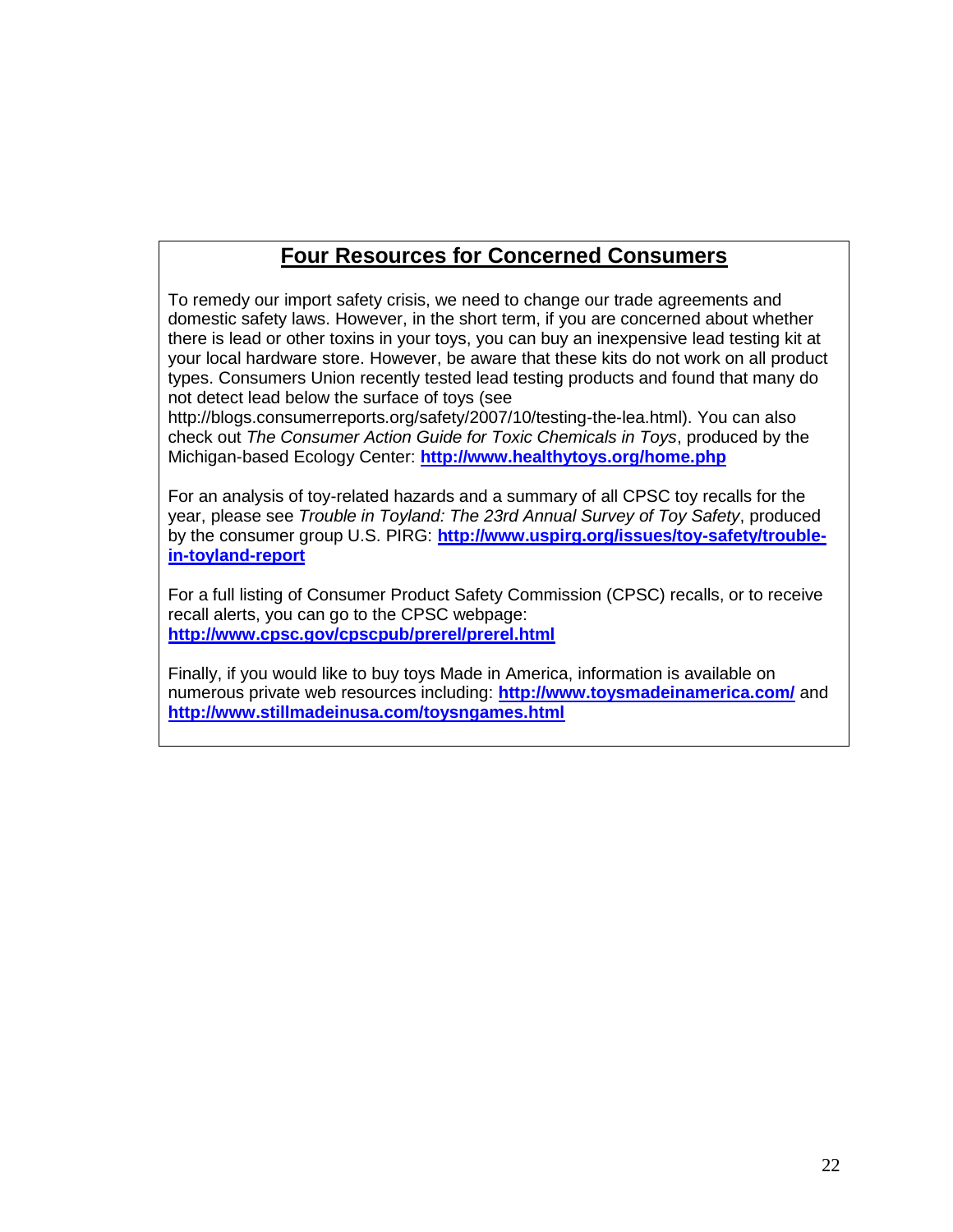## Four Resources for Concerned Consumers

To remedy our import safety crisis, we need to change our trade agreements and domestic safety laws. However, in the short term, if you are concerned about whether there is lead or other toxins in your toys, you can buy an inexpensive lead testing kit at your local hardware store. However, be aware that these kits do not work on all product types. Consumers Union recently tested lead testing products and found that many do not detect lead below the surface of toys (see http://blogs.consumerreports.org/safety/2007/10/testing-the-lea.html). You can also check out *The Consumer Action Guide for Toxic Chemicals in Toys*, produced by the Michigan-based Ecology Center: **http://www.healthytoys.org/home.php**

For an analysis of toy-related hazards and a summary of all CPSC toy recalls for the year, please see *Trouble in Toyland: The 23rd Annual Survey of Toy Safety*, produced by the consumer group U.S. PIRG: **http://www.uspirg.org/issues/toy-safety/trouble-in-toyland-report**

For a full listing of Consumer Product Safety Commission (CPSC) recalls, or to receive recall alerts, you can go to the CPSC webpage: **http://www.cpsc.gov/cpscpub/prerel/prerel.html**

Finally, if you would like to buy toys Made in America, information is available on numerous private web resources including: **http://www.toysmadeinamerica.com/** and **http://www.stillmadeinusa.com/toysngames.html**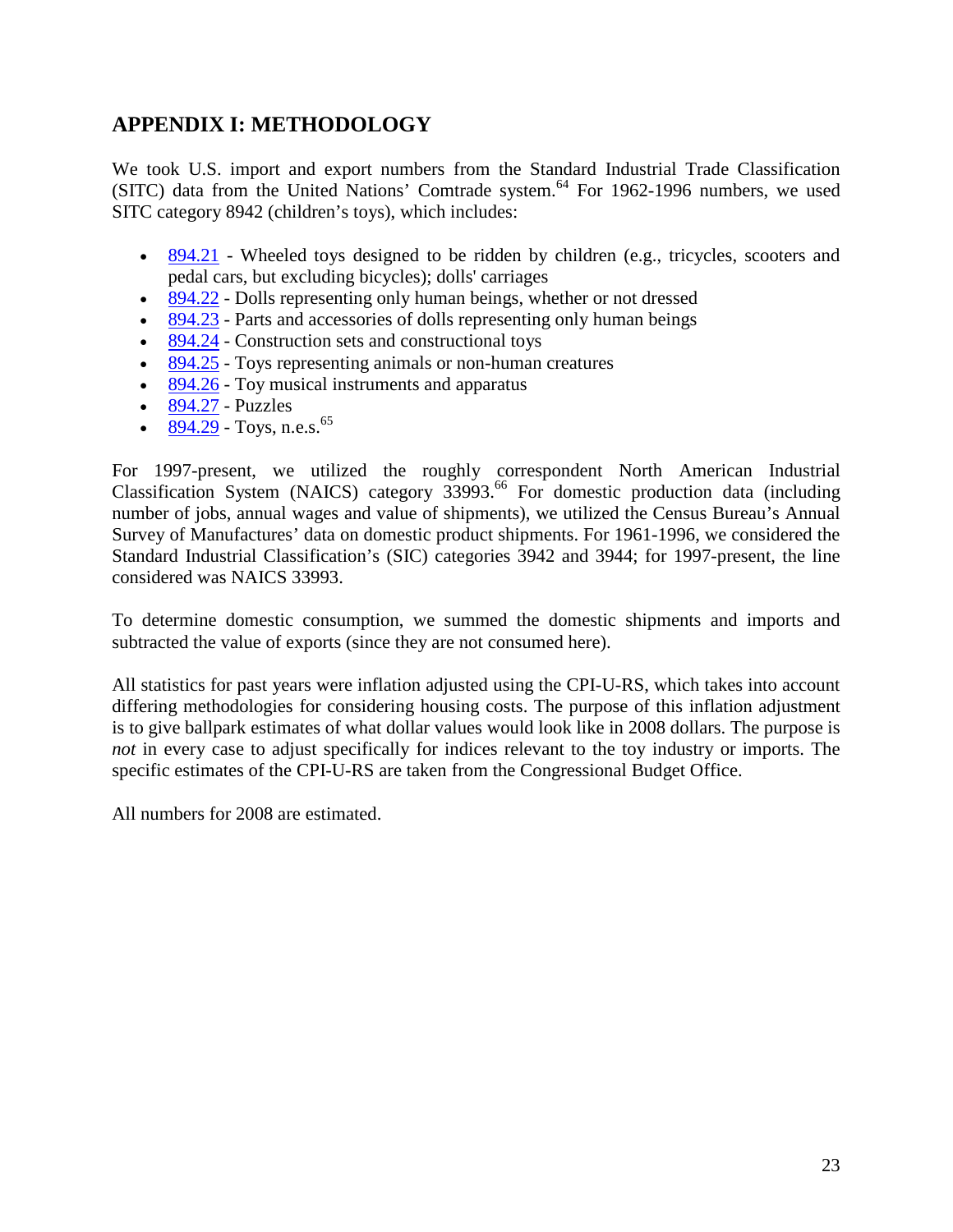## APPENDIX I: METHODOLOGY

We took U.S. import and export numbers from the Standard Industrial Trade Classification (SITC) data from the United Nations' Comtrade system.[64] For 1962-1996 numbers, we used SITC category 8942 (children's toys), which includes:

- 894.21 - Wheeled toys designed to be ridden by children (e.g., tricycles, scooters and pedal cars, but excluding bicycles); dolls' carriages
- 894.22 - Dolls representing only human beings, whether or not dressed
- 894.23 - Parts and accessories of dolls representing only human beings
- 894.24 - Construction sets and constructional toys
- 894.25 - Toys representing animals or non-human creatures
- 894.26 - Toy musical instruments and apparatus
- 894.27 - Puzzles
- 894.29 - Toys, n.e.s.[65]

For 1997-present, we utilized the roughly correspondent North American Industrial Classification System (NAICS) category 33993.[66] For domestic production data (including number of jobs, annual wages and value of shipments), we utilized the Census Bureau's Annual Survey of Manufactures' data on domestic product shipments. For 1961-1996, we considered the Standard Industrial Classification's (SIC) categories 3942 and 3944; for 1997-present, the line considered was NAICS 33993.

To determine domestic consumption, we summed the domestic shipments and imports and subtracted the value of exports (since they are not consumed here).

All statistics for past years were inflation adjusted using the CPI-U-RS, which takes into account differing methodologies for considering housing costs. The purpose of this inflation adjustment is to give ballpark estimates of what dollar values would look like in 2008 dollars. The purpose is *not* in every case to adjust specifically for indices relevant to the toy industry or imports. The specific estimates of the CPI-U-RS are taken from the Congressional Budget Office.

All numbers for 2008 are estimated.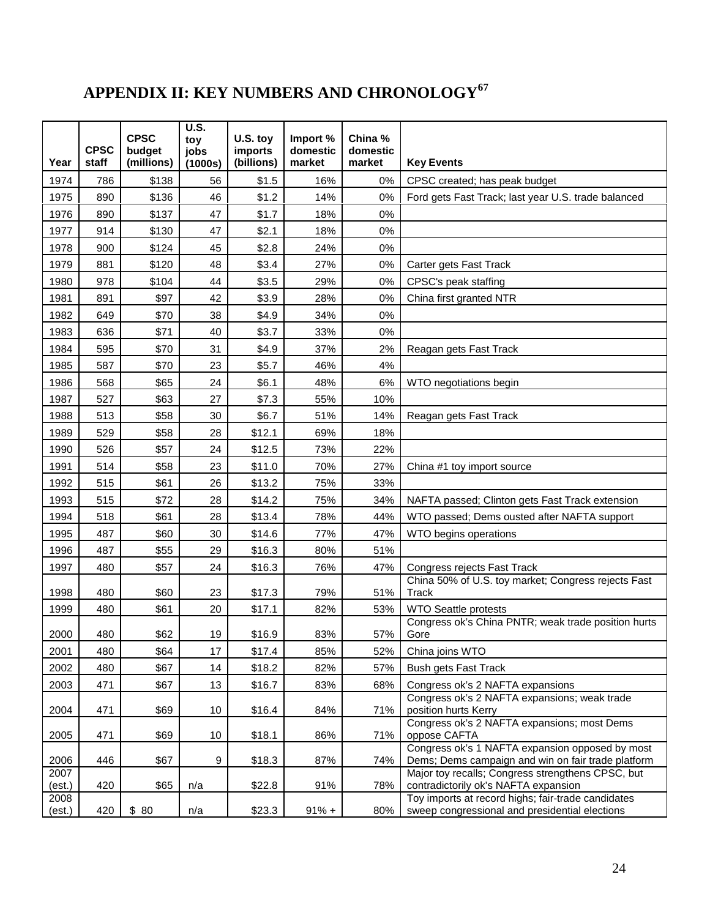# APPENDIX II: KEY NUMBERS AND CHRONOLOGY[67]

| Year | CPSC staff | CPSC budget (millions) | U.S. toy jobs (1000s) | U.S. toy imports (billions) | Import % domestic market | China % domestic market | Key Events |
|---|---|---|---|---|---|---|---|
| 1974 | 786 | $138 | 56 | $1.5 | 16% | 0% | CPSC created; has peak budget |
| 1975 | 890 | $136 | 46 | $1.2 | 14% | 0% | Ford gets Fast Track; last year U.S. trade balanced |
| 1976 | 890 | $137 | 47 | $1.7 | 18% | 0% | |
| 1977 | 914 | $130 | 47 | $2.1 | 18% | 0% | |
| 1978 | 900 | $124 | 45 | $2.8 | 24% | 0% | |
| 1979 | 881 | $120 | 48 | $3.4 | 27% | 0% | Carter gets Fast Track |
| 1980 | 978 | $104 | 44 | $3.5 | 29% | 0% | CPSC's peak staffing |
| 1981 | 891 | $97 | 42 | $3.9 | 28% | 0% | China first granted NTR |
| 1982 | 649 | $70 | 38 | $4.9 | 34% | 0% | |
| 1983 | 636 | $71 | 40 | $3.7 | 33% | 0% | |
| 1984 | 595 | $70 | 31 | $4.9 | 37% | 2% | Reagan gets Fast Track |
| 1985 | 587 | $70 | 23 | $5.7 | 46% | 4% | |
| 1986 | 568 | $65 | 24 | $6.1 | 48% | 6% | WTO negotiations begin |
| 1987 | 527 | $63 | 27 | $7.3 | 55% | 10% | |
| 1988 | 513 | $58 | 30 | $6.7 | 51% | 14% | Reagan gets Fast Track |
| 1989 | 529 | $58 | 28 | $12.1 | 69% | 18% | |
| 1990 | 526 | $57 | 24 | $12.5 | 73% | 22% | |
| 1991 | 514 | $58 | 23 | $11.0 | 70% | 27% | China #1 toy import source |
| 1992 | 515 | $61 | 26 | $13.2 | 75% | 33% | |
| 1993 | 515 | $72 | 28 | $14.2 | 75% | 34% | NAFTA passed; Clinton gets Fast Track extension |
| 1994 | 518 | $61 | 28 | $13.4 | 78% | 44% | WTO passed; Dems ousted after NAFTA support |
| 1995 | 487 | $60 | 30 | $14.6 | 77% | 47% | WTO begins operations |
| 1996 | 487 | $55 | 29 | $16.3 | 80% | 51% | |
| 1997 | 480 | $57 | 24 | $16.3 | 76% | 47% | Congress rejects Fast Track |
| 1998 | 480 | $60 | 23 | $17.3 | 79% | 51% | China 50% of U.S. toy market; Congress rejects Fast Track |
| 1999 | 480 | $61 | 20 | $17.1 | 82% | 53% | WTO Seattle protests |
| 2000 | 480 | $62 | 19 | $16.9 | 83% | 57% | Congress ok's China PNTR; weak trade position hurts Gore |
| 2001 | 480 | $64 | 17 | $17.4 | 85% | 52% | China joins WTO |
| 2002 | 480 | $67 | 14 | $18.2 | 82% | 57% | Bush gets Fast Track |
| 2003 | 471 | $67 | 13 | $16.7 | 83% | 68% | Congress ok's 2 NAFTA expansions |
| 2004 | 471 | $69 | 10 | $16.4 | 84% | 71% | Congress ok's 2 NAFTA expansions; weak trade position hurts Kerry |
| 2005 | 471 | $69 | 10 | $18.1 | 86% | 71% | Congress ok's 2 NAFTA expansions; most Dems oppose CAFTA |
| 2006 | 446 | $67 | 9 | $18.3 | 87% | 74% | Congress ok's 1 NAFTA expansion opposed by most Dems; Dems campaign and win on fair trade platform |
| 2007 (est.) | 420 | $65 | n/a | $22.8 | 91% | 78% | Major toy recalls; Congress strengthens CPSC, but contradictorily ok's NAFTA expansion |
| 2008 (est.) | 420 | $ 80 | n/a | $23.3 | 91% + | 80% | Toy imports at record highs; fair-trade candidates sweep congressional and presidential elections |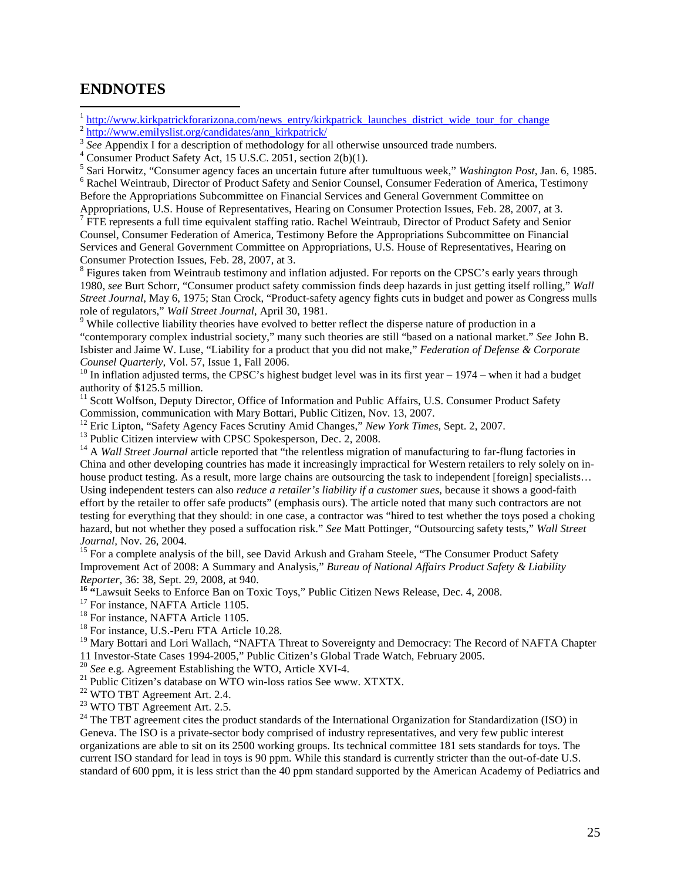## ENDNOTES

[1] http://www.kirkpatrickforarizona.com/news_entry/kirkpatrick_launches_district_wide_tour_for_change

[2] http://www.emilyslist.org/candidates/ann_kirkpatrick/

[3] *See* Appendix I for a description of methodology for all otherwise unsourced trade numbers.

[4] Consumer Product Safety Act, 15 U.S.C. 2051, section 2(b)(1).

[5] Sari Horwitz, "Consumer agency faces an uncertain future after tumultuous week," *Washington Post,* Jan. 6, 1985.

[6] Rachel Weintraub, Director of Product Safety and Senior Counsel, Consumer Federation of America, Testimony Before the Appropriations Subcommittee on Financial Services and General Government Committee on Appropriations, U.S. House of Representatives, Hearing on Consumer Protection Issues, Feb. 28, 2007, at 3.

[7] FTE represents a full time equivalent staffing ratio. Rachel Weintraub, Director of Product Safety and Senior Counsel, Consumer Federation of America, Testimony Before the Appropriations Subcommittee on Financial Services and General Government Committee on Appropriations, U.S. House of Representatives, Hearing on Consumer Protection Issues, Feb. 28, 2007, at 3.

[8] Figures taken from Weintraub testimony and inflation adjusted. For reports on the CPSC's early years through 1980, *see* Burt Schorr, "Consumer product safety commission finds deep hazards in just getting itself rolling," *Wall Street Journal,* May 6, 1975; Stan Crock, "Product-safety agency fights cuts in budget and power as Congress mulls role of regulators," *Wall Street Journal,* April 30, 1981.

[9] While collective liability theories have evolved to better reflect the disperse nature of production in a "contemporary complex industrial society," many such theories are still "based on a national market." *See* John B. Isbister and Jaime W. Luse, "Liability for a product that you did not make," *Federation of Defense & Corporate Counsel Quarterly,* Vol. 57, Issue 1, Fall 2006.

[10] In inflation adjusted terms, the CPSC's highest budget level was in its first year – 1974 – when it had a budget authority of $125.5 million.

[11] Scott Wolfson, Deputy Director, Office of Information and Public Affairs, U.S. Consumer Product Safety Commission, communication with Mary Bottari, Public Citizen, Nov. 13, 2007.

[12] Eric Lipton, "Safety Agency Faces Scrutiny Amid Changes," *New York Times,* Sept. 2, 2007.

[13] Public Citizen interview with CPSC Spokesperson, Dec. 2, 2008.

[14] A *Wall Street Journal* article reported that "the relentless migration of manufacturing to far-flung factories in China and other developing countries has made it increasingly impractical for Western retailers to rely solely on in-house product testing. As a result, more large chains are outsourcing the task to independent [foreign] specialists… Using independent testers can also *reduce a retailer's liability if a customer sues*, because it shows a good-faith effort by the retailer to offer safe products" (emphasis ours). The article noted that many such contractors are not testing for everything that they should: in one case, a contractor was "hired to test whether the toys posed a choking hazard, but not whether they posed a suffocation risk." *See* Matt Pottinger, "Outsourcing safety tests," *Wall Street Journal,* Nov. 26, 2004.

[15] For a complete analysis of the bill, see David Arkush and Graham Steele, "The Consumer Product Safety Improvement Act of 2008: A Summary and Analysis," *Bureau of National Affairs Product Safety & Liability Reporter,* 36: 38, Sept. 29, 2008, at 940.

[16] **"**Lawsuit Seeks to Enforce Ban on Toxic Toys," Public Citizen News Release, Dec. 4, 2008.

[17] For instance, NAFTA Article 1105.

[18] For instance, NAFTA Article 1105.

[18] For instance, U.S.-Peru FTA Article 10.28.

[19] Mary Bottari and Lori Wallach, "NAFTA Threat to Sovereignty and Democracy: The Record of NAFTA Chapter 11 Investor-State Cases 1994-2005," Public Citizen's Global Trade Watch, February 2005.

[20] *See* e.g. Agreement Establishing the WTO, Article XVI-4.

[21] Public Citizen's database on WTO win-loss ratios See www. XTXTX.

[22] WTO TBT Agreement Art. 2.4.

[23] WTO TBT Agreement Art. 2.5.

[24] The TBT agreement cites the product standards of the International Organization for Standardization (ISO) in Geneva. The ISO is a private-sector body comprised of industry representatives, and very few public interest organizations are able to sit on its 2500 working groups. Its technical committee 181 sets standards for toys. The current ISO standard for lead in toys is 90 ppm. While this standard is currently stricter than the out-of-date U.S. standard of 600 ppm, it is less strict than the 40 ppm standard supported by the American Academy of Pediatrics and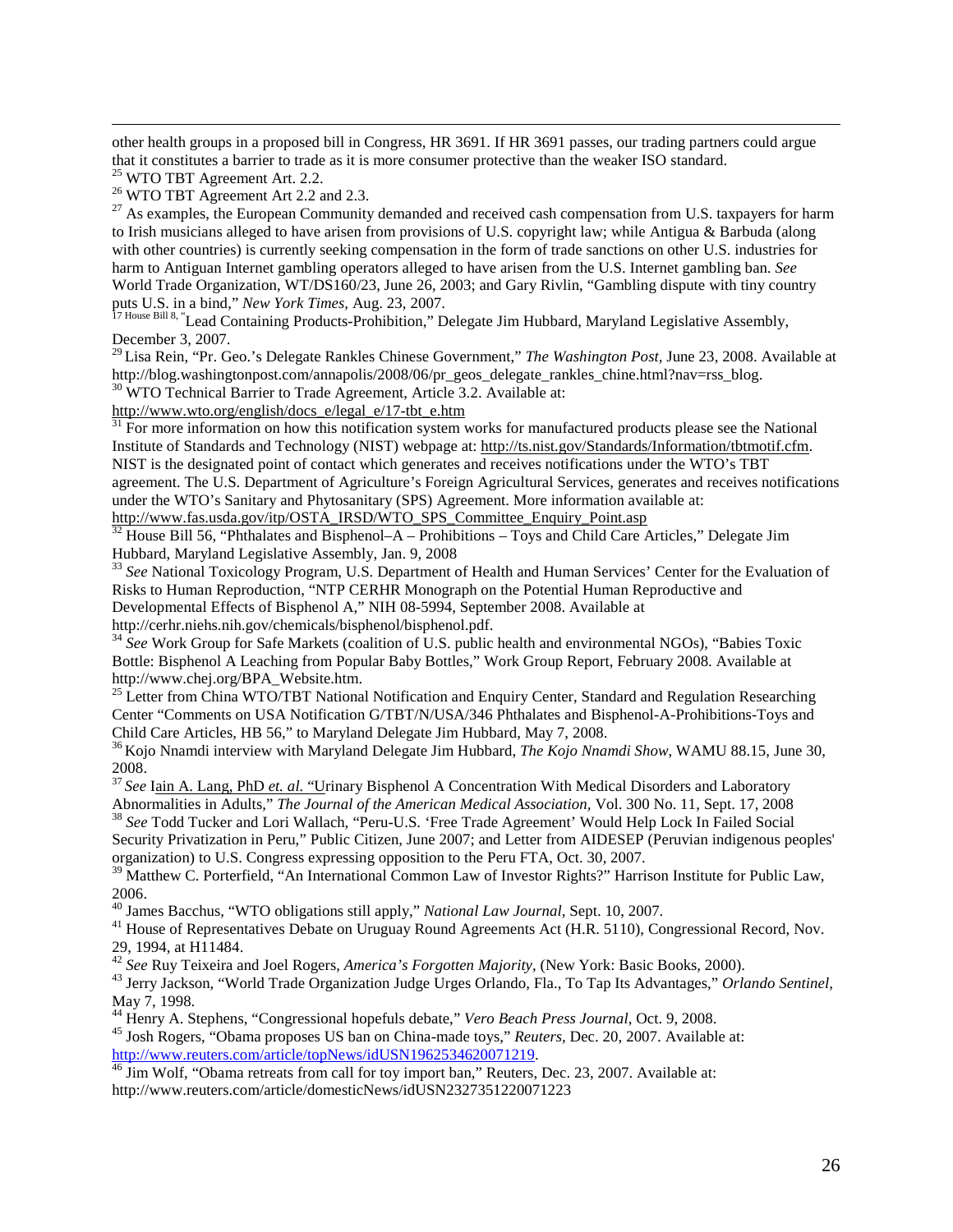other health groups in a proposed bill in Congress, HR 3691. If HR 3691 passes, our trading partners could argue that it constitutes a barrier to trade as it is more consumer protective than the weaker ISO standard.

[25] WTO TBT Agreement Art. 2.2.

[26] WTO TBT Agreement Art 2.2 and 2.3.

[27] As examples, the European Community demanded and received cash compensation from U.S. taxpayers for harm to Irish musicians alleged to have arisen from provisions of U.S. copyright law; while Antigua & Barbuda (along with other countries) is currently seeking compensation in the form of trade sanctions on other U.S. industries for harm to Antiguan Internet gambling operators alleged to have arisen from the U.S. Internet gambling ban. *See* World Trade Organization, WT/DS160/23, June 26, 2003; and Gary Rivlin, "Gambling dispute with tiny country puts U.S. in a bind," *New York Times*, Aug. 23, 2007.

[17 House Bill 8,] "Lead Containing Products-Prohibition," Delegate Jim Hubbard, Maryland Legislative Assembly, December 3, 2007.

[29] Lisa Rein, "Pr. Geo.'s Delegate Rankles Chinese Government," *The Washington Post*, June 23, 2008. Available at http://blog.washingtonpost.com/annapolis/2008/06/pr_geos_delegate_rankles_chine.html?nav=rss_blog.

[30] WTO Technical Barrier to Trade Agreement, Article 3.2. Available at: http://www.wto.org/english/docs_e/legal_e/17-tbt_e.htm

[31] For more information on how this notification system works for manufactured products please see the National Institute of Standards and Technology (NIST) webpage at: http://ts.nist.gov/Standards/Information/tbtmotif.cfm. NIST is the designated point of contact which generates and receives notifications under the WTO's TBT agreement. The U.S. Department of Agriculture's Foreign Agricultural Services, generates and receives notifications under the WTO's Sanitary and Phytosanitary (SPS) Agreement. More information available at: http://www.fas.usda.gov/itp/OSTA_IRSD/WTO_SPS_Committee_Enquiry_Point.asp

[32] House Bill 56, "Phthalates and Bisphenol–A – Prohibitions – Toys and Child Care Articles," Delegate Jim Hubbard, Maryland Legislative Assembly, Jan. 9, 2008

[33] *See* National Toxicology Program, U.S. Department of Health and Human Services' Center for the Evaluation of Risks to Human Reproduction, "NTP CERHR Monograph on the Potential Human Reproductive and Developmental Effects of Bisphenol A," NIH 08-5994, September 2008. Available at http://cerhr.niehs.nih.gov/chemicals/bisphenol/bisphenol.pdf.

[34] *See* Work Group for Safe Markets (coalition of U.S. public health and environmental NGOs), "Babies Toxic Bottle: Bisphenol A Leaching from Popular Baby Bottles," Work Group Report, February 2008. Available at http://www.chej.org/BPA_Website.htm.

[25] Letter from China WTO/TBT National Notification and Enquiry Center, Standard and Regulation Researching Center "Comments on USA Notification G/TBT/N/USA/346 Phthalates and Bisphenol-A-Prohibitions-Toys and Child Care Articles, HB 56," to Maryland Delegate Jim Hubbard, May 7, 2008.

[36] Kojo Nnamdi interview with Maryland Delegate Jim Hubbard, *The Kojo Nnamdi Show*, WAMU 88.15, June 30, 2008.

[37] *See* Iain A. Lang, PhD *et. al.* "Urinary Bisphenol A Concentration With Medical Disorders and Laboratory Abnormalities in Adults," *The Journal of the American Medical Association*, Vol. 300 No. 11, Sept. 17, 2008

[38] *See* Todd Tucker and Lori Wallach, "Peru-U.S. 'Free Trade Agreement' Would Help Lock In Failed Social Security Privatization in Peru," Public Citizen, June 2007; and Letter from AIDESEP (Peruvian indigenous peoples' organization) to U.S. Congress expressing opposition to the Peru FTA, Oct. 30, 2007.

[39] Matthew C. Porterfield, "An International Common Law of Investor Rights?" Harrison Institute for Public Law, 2006.

[40] James Bacchus, "WTO obligations still apply," *National Law Journal*, Sept. 10, 2007.

[41] House of Representatives Debate on Uruguay Round Agreements Act (H.R. 5110), Congressional Record, Nov. 29, 1994, at H11484.

[42] *See* Ruy Teixeira and Joel Rogers, *America's Forgotten Majority*, (New York: Basic Books, 2000).

[43] Jerry Jackson, "World Trade Organization Judge Urges Orlando, Fla., To Tap Its Advantages," *Orlando Sentinel*, May 7, 1998.

[44] Henry A. Stephens, "Congressional hopefuls debate," *Vero Beach Press Journal*, Oct. 9, 2008.

[45] Josh Rogers, "Obama proposes US ban on China-made toys," *Reuters*, Dec. 20, 2007. Available at: http://www.reuters.com/article/topNews/idUSN1962534620071219.

[46] Jim Wolf, "Obama retreats from call for toy import ban," Reuters, Dec. 23, 2007. Available at: http://www.reuters.com/article/domesticNews/idUSN2327351220071223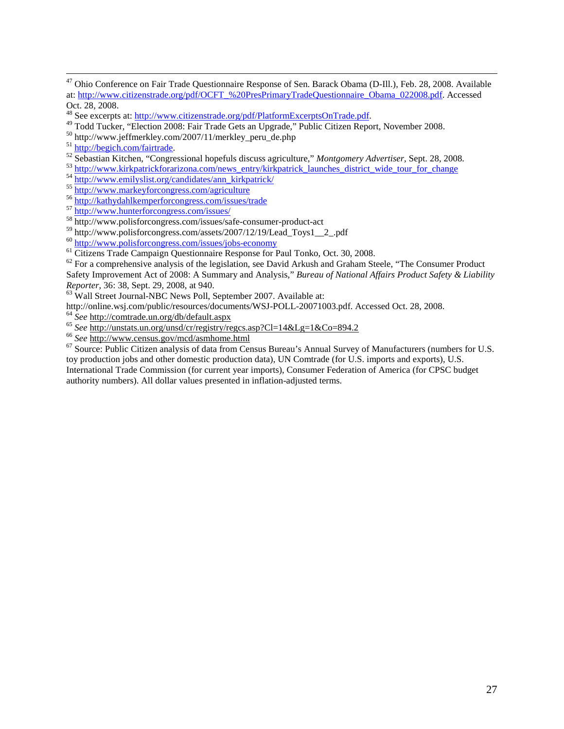[47] Ohio Conference on Fair Trade Questionnaire Response of Sen. Barack Obama (D-Ill.), Feb. 28, 2008. Available at: http://www.citizenstrade.org/pdf/OCFT_%20PresPrimaryTradeQuestionnaire_Obama_022008.pdf. Accessed Oct. 28, 2008.

[48] See excerpts at: http://www.citizenstrade.org/pdf/PlatformExcerptsOnTrade.pdf.

[49] Todd Tucker, "Election 2008: Fair Trade Gets an Upgrade," Public Citizen Report, November 2008.

[50] http://www.jeffmerkley.com/2007/11/merkley_peru_de.php

[51] http://begich.com/fairtrade.

[52] Sebastian Kitchen, "Congressional hopefuls discuss agriculture," *Montgomery Advertiser*, Sept. 28, 2008.

[53] http://www.kirkpatrickforarizona.com/news_entry/kirkpatrick_launches_district_wide_tour_for_change

[54] http://www.emilyslist.org/candidates/ann_kirkpatrick/

[55] http://www.markeyforcongress.com/agriculture

[56] http://kathydahlkemperforcongress.com/issues/trade

[57] http://www.hunterforcongress.com/issues/

[58] http://www.polisforcongress.com/issues/safe-consumer-product-act

[59] http://www.polisforcongress.com/assets/2007/12/19/Lead_Toys1__2_.pdf

[60] http://www.polisforcongress.com/issues/jobs-economy

[61] Citizens Trade Campaign Questionnaire Response for Paul Tonko, Oct. 30, 2008.

[62] For a comprehensive analysis of the legislation, see David Arkush and Graham Steele, "The Consumer Product Safety Improvement Act of 2008: A Summary and Analysis," *Bureau of National Affairs Product Safety & Liability Reporter*, 36: 38, Sept. 29, 2008, at 940.

[63] Wall Street Journal-NBC News Poll, September 2007. Available at: http://online.wsj.com/public/resources/documents/WSJ-POLL-20071003.pdf. Accessed Oct. 28, 2008.

[64] *See* http://comtrade.un.org/db/default.aspx

[65] *See* http://unstats.un.org/unsd/cr/registry/regcs.asp?Cl=14&Lg=1&Co=894.2

[66] *See* http://www.census.gov/mcd/asmhome.html

[67] Source: Public Citizen analysis of data from Census Bureau's Annual Survey of Manufacturers (numbers for U.S. toy production jobs and other domestic production data), UN Comtrade (for U.S. imports and exports), U.S. International Trade Commission (for current year imports), Consumer Federation of America (for CPSC budget authority numbers). All dollar values presented in inflation-adjusted terms.